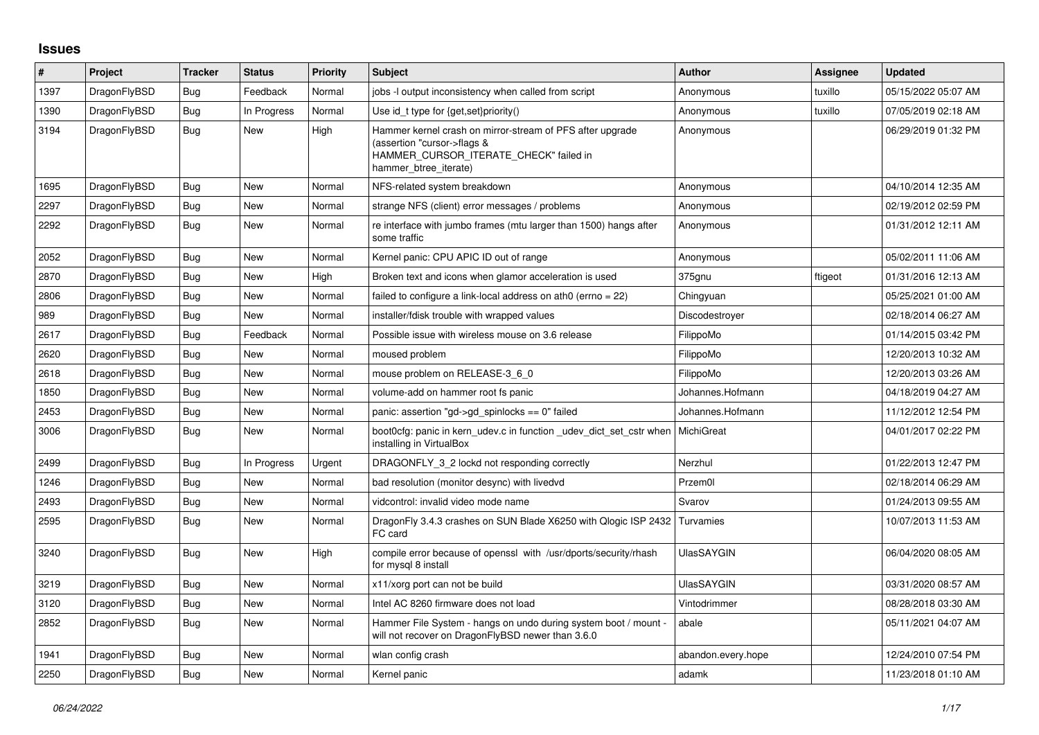## Issues

| # | Project | Tracker | Status | Priority | Subject | Author | Assignee | Updated |
|---|---|---|---|---|---|---|---|---|
| 1397 | DragonFlyBSD | Bug | Feedback | Normal | jobs -l output inconsistency when called from script | Anonymous | tuxillo | 05/15/2022 05:07 AM |
| 1390 | DragonFlyBSD | Bug | In Progress | Normal | Use id_t type for {get,set}priority() | Anonymous | tuxillo | 07/05/2019 02:18 AM |
| 3194 | DragonFlyBSD | Bug | New | High | Hammer kernel crash on mirror-stream of PFS after upgrade (assertion "cursor->flags & HAMMER_CURSOR_ITERATE_CHECK" failed in hammer_btree_iterate) | Anonymous | | 06/29/2019 01:32 PM |
| 1695 | DragonFlyBSD | Bug | New | Normal | NFS-related system breakdown | Anonymous | | 04/10/2014 12:35 AM |
| 2297 | DragonFlyBSD | Bug | New | Normal | strange NFS (client) error messages / problems | Anonymous | | 02/19/2012 02:59 PM |
| 2292 | DragonFlyBSD | Bug | New | Normal | re interface with jumbo frames (mtu larger than 1500) hangs after some traffic | Anonymous | | 01/31/2012 12:11 AM |
| 2052 | DragonFlyBSD | Bug | New | Normal | Kernel panic: CPU APIC ID out of range | Anonymous | | 05/02/2011 11:06 AM |
| 2870 | DragonFlyBSD | Bug | New | High | Broken text and icons when glamor acceleration is used | 375gnu | ftigeot | 01/31/2016 12:13 AM |
| 2806 | DragonFlyBSD | Bug | New | Normal | failed to configure a link-local address on ath0 (errno = 22) | Chingyuan | | 05/25/2021 01:00 AM |
| 989 | DragonFlyBSD | Bug | New | Normal | installer/fdisk trouble with wrapped values | Discodestroyer | | 02/18/2014 06:27 AM |
| 2617 | DragonFlyBSD | Bug | Feedback | Normal | Possible issue with wireless mouse on 3.6 release | FilippoMo | | 01/14/2015 03:42 PM |
| 2620 | DragonFlyBSD | Bug | New | Normal | moused problem | FilippoMo | | 12/20/2013 10:32 AM |
| 2618 | DragonFlyBSD | Bug | New | Normal | mouse problem on RELEASE-3_6_0 | FilippoMo | | 12/20/2013 03:26 AM |
| 1850 | DragonFlyBSD | Bug | New | Normal | volume-add on hammer root fs panic | Johannes.Hofmann | | 04/18/2019 04:27 AM |
| 2453 | DragonFlyBSD | Bug | New | Normal | panic: assertion "gd->gd_spinlocks == 0" failed | Johannes.Hofmann | | 11/12/2012 12:54 PM |
| 3006 | DragonFlyBSD | Bug | New | Normal | boot0cfg: panic in kern_udev.c in function _udev_dict_set_cstr when installing in VirtualBox | MichiGreat | | 04/01/2017 02:22 PM |
| 2499 | DragonFlyBSD | Bug | In Progress | Urgent | DRAGONFLY_3_2 lockd not responding correctly | Nerzhul | | 01/22/2013 12:47 PM |
| 1246 | DragonFlyBSD | Bug | New | Normal | bad resolution (monitor desync) with livedvd | Przem0l | | 02/18/2014 06:29 AM |
| 2493 | DragonFlyBSD | Bug | New | Normal | vidcontrol: invalid video mode name | Svarov | | 01/24/2013 09:55 AM |
| 2595 | DragonFlyBSD | Bug | New | Normal | DragonFly 3.4.3 crashes on SUN Blade X6250 with Qlogic ISP 2432 FC card | Turvamies | | 10/07/2013 11:53 AM |
| 3240 | DragonFlyBSD | Bug | New | High | compile error because of openssl with /usr/dports/security/rhash for mysql 8 install | UlasSAYGIN | | 06/04/2020 08:05 AM |
| 3219 | DragonFlyBSD | Bug | New | Normal | x11/xorg port can not be build | UlasSAYGIN | | 03/31/2020 08:57 AM |
| 3120 | DragonFlyBSD | Bug | New | Normal | Intel AC 8260 firmware does not load | Vintodrimmer | | 08/28/2018 03:30 AM |
| 2852 | DragonFlyBSD | Bug | New | Normal | Hammer File System - hangs on undo during system boot / mount - will not recover on DragonFlyBSD newer than 3.6.0 | abale | | 05/11/2021 04:07 AM |
| 1941 | DragonFlyBSD | Bug | New | Normal | wlan config crash | abandon.every.hope | | 12/24/2010 07:54 PM |
| 2250 | DragonFlyBSD | Bug | New | Normal | Kernel panic | adamk | | 11/23/2018 01:10 AM |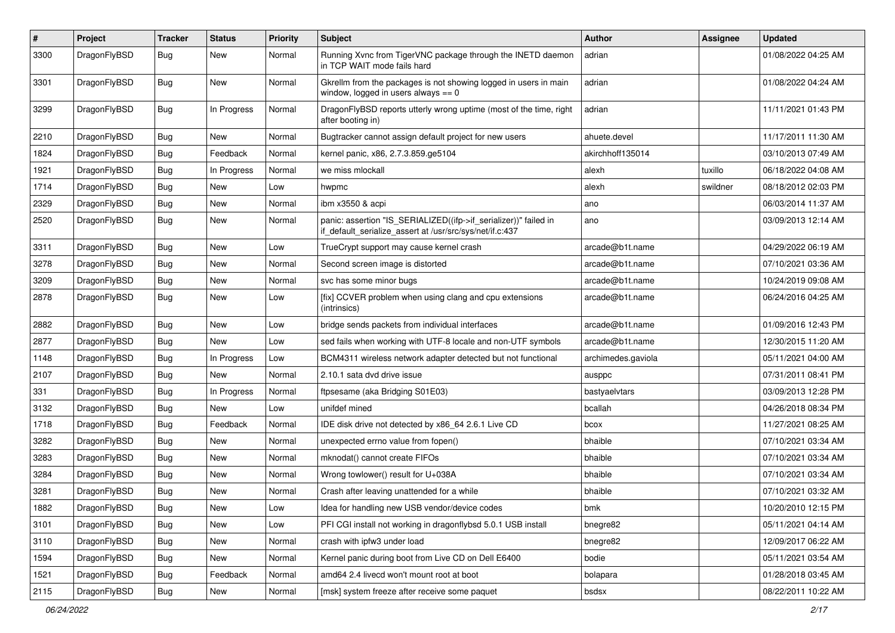| # | Project | Tracker | Status | Priority | Subject | Author | Assignee | Updated |
|---|---|---|---|---|---|---|---|---|
| 3300 | DragonFlyBSD | Bug | New | Normal | Running Xvnc from TigerVNC package through the INETD daemon in TCP WAIT mode fails hard | adrian | | 01/08/2022 04:25 AM |
| 3301 | DragonFlyBSD | Bug | New | Normal | Gkrellm from the packages is not showing logged in users in main window, logged in users always == 0 | adrian | | 01/08/2022 04:24 AM |
| 3299 | DragonFlyBSD | Bug | In Progress | Normal | DragonFlyBSD reports utterly wrong uptime (most of the time, right after booting in) | adrian | | 11/11/2021 01:43 PM |
| 2210 | DragonFlyBSD | Bug | New | Normal | Bugtracker cannot assign default project for new users | ahuete.devel | | 11/17/2011 11:30 AM |
| 1824 | DragonFlyBSD | Bug | Feedback | Normal | kernel panic, x86, 2.7.3.859.ge5104 | akirchhoff135014 | | 03/10/2013 07:49 AM |
| 1921 | DragonFlyBSD | Bug | In Progress | Normal | we miss mlockall | alexh | tuxillo | 06/18/2022 04:08 AM |
| 1714 | DragonFlyBSD | Bug | New | Low | hwpmc | alexh | swildner | 08/18/2012 02:03 PM |
| 2329 | DragonFlyBSD | Bug | New | Normal | ibm x3550 & acpi | ano | | 06/03/2014 11:37 AM |
| 2520 | DragonFlyBSD | Bug | New | Normal | panic: assertion "IS_SERIALIZED((ifp->if_serializer))" failed in if_default_serialize_assert at /usr/src/sys/net/if.c:437 | ano | | 03/09/2013 12:14 AM |
| 3311 | DragonFlyBSD | Bug | New | Low | TrueCrypt support may cause kernel crash | arcade@b1t.name | | 04/29/2022 06:19 AM |
| 3278 | DragonFlyBSD | Bug | New | Normal | Second screen image is distorted | arcade@b1t.name | | 07/10/2021 03:36 AM |
| 3209 | DragonFlyBSD | Bug | New | Normal | svc has some minor bugs | arcade@b1t.name | | 10/24/2019 09:08 AM |
| 2878 | DragonFlyBSD | Bug | New | Low | [fix] CCVER problem when using clang and cpu extensions (intrinsics) | arcade@b1t.name | | 06/24/2016 04:25 AM |
| 2882 | DragonFlyBSD | Bug | New | Low | bridge sends packets from individual interfaces | arcade@b1t.name | | 01/09/2016 12:43 PM |
| 2877 | DragonFlyBSD | Bug | New | Low | sed fails when working with UTF-8 locale and non-UTF symbols | arcade@b1t.name | | 12/30/2015 11:20 AM |
| 1148 | DragonFlyBSD | Bug | In Progress | Low | BCM4311 wireless network adapter detected but not functional | archimedes.gaviola | | 05/11/2021 04:00 AM |
| 2107 | DragonFlyBSD | Bug | New | Normal | 2.10.1 sata dvd drive issue | ausppc | | 07/31/2011 08:41 PM |
| 331 | DragonFlyBSD | Bug | In Progress | Normal | ftpsesame (aka Bridging S01E03) | bastyaelvtars | | 03/09/2013 12:28 PM |
| 3132 | DragonFlyBSD | Bug | New | Low | unifdef mined | bcallah | | 04/26/2018 08:34 PM |
| 1718 | DragonFlyBSD | Bug | Feedback | Normal | IDE disk drive not detected by x86_64 2.6.1 Live CD | bcox | | 11/27/2021 08:25 AM |
| 3282 | DragonFlyBSD | Bug | New | Normal | unexpected errno value from fopen() | bhaible | | 07/10/2021 03:34 AM |
| 3283 | DragonFlyBSD | Bug | New | Normal | mknodat() cannot create FIFOs | bhaible | | 07/10/2021 03:34 AM |
| 3284 | DragonFlyBSD | Bug | New | Normal | Wrong towlower() result for U+038A | bhaible | | 07/10/2021 03:34 AM |
| 3281 | DragonFlyBSD | Bug | New | Normal | Crash after leaving unattended for a while | bhaible | | 07/10/2021 03:32 AM |
| 1882 | DragonFlyBSD | Bug | New | Low | Idea for handling new USB vendor/device codes | bmk | | 10/20/2010 12:15 PM |
| 3101 | DragonFlyBSD | Bug | New | Low | PFI CGI install not working in dragonflybsd 5.0.1 USB install | bnegre82 | | 05/11/2021 04:14 AM |
| 3110 | DragonFlyBSD | Bug | New | Normal | crash with ipfw3 under load | bnegre82 | | 12/09/2017 06:22 AM |
| 1594 | DragonFlyBSD | Bug | New | Normal | Kernel panic during boot from Live CD on Dell E6400 | bodie | | 05/11/2021 03:54 AM |
| 1521 | DragonFlyBSD | Bug | Feedback | Normal | amd64 2.4 livecd won't mount root at boot | bolapara | | 01/28/2018 03:45 AM |
| 2115 | DragonFlyBSD | Bug | New | Normal | [msk] system freeze after receive some paquet | bsdsx | | 08/22/2011 10:22 AM |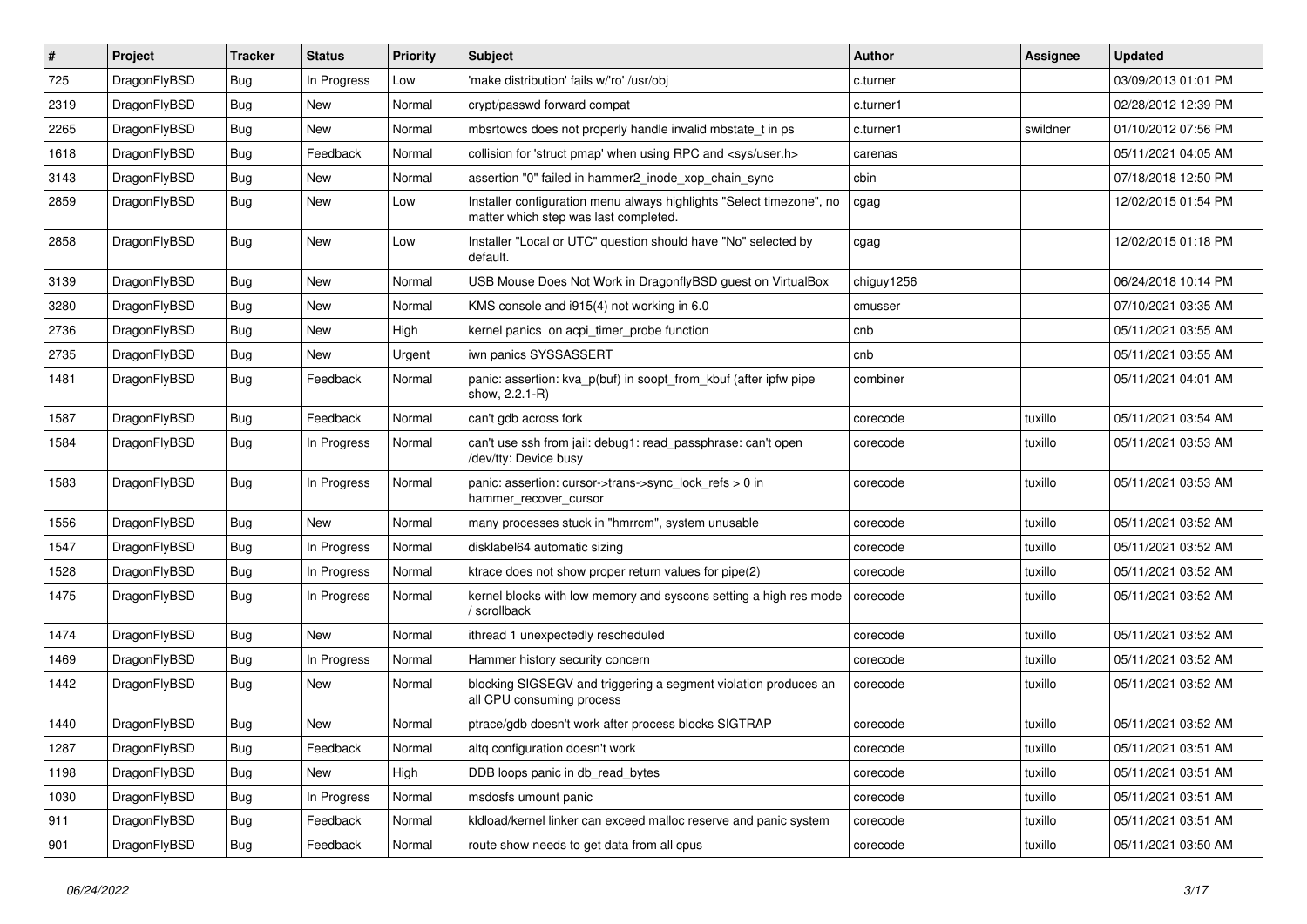| # | Project | Tracker | Status | Priority | Subject | Author | Assignee | Updated |
|---|---|---|---|---|---|---|---|---|
| 725 | DragonFlyBSD | Bug | In Progress | Low | 'make distribution' fails w/'ro' /usr/obj | c.turner | | 03/09/2013 01:01 PM |
| 2319 | DragonFlyBSD | Bug | New | Normal | crypt/passwd forward compat | c.turner1 | | 02/28/2012 12:39 PM |
| 2265 | DragonFlyBSD | Bug | New | Normal | mbsrtowcs does not properly handle invalid mbstate_t in ps | c.turner1 | swildner | 01/10/2012 07:56 PM |
| 1618 | DragonFlyBSD | Bug | Feedback | Normal | collision for 'struct pmap' when using RPC and <sys/user.h> | carenas | | 05/11/2021 04:05 AM |
| 3143 | DragonFlyBSD | Bug | New | Normal | assertion "0" failed in hammer2_inode_xop_chain_sync | cbin | | 07/18/2018 12:50 PM |
| 2859 | DragonFlyBSD | Bug | New | Low | Installer configuration menu always highlights "Select timezone", no matter which step was last completed. | cgag | | 12/02/2015 01:54 PM |
| 2858 | DragonFlyBSD | Bug | New | Low | Installer "Local or UTC" question should have "No" selected by default. | cgag | | 12/02/2015 01:18 PM |
| 3139 | DragonFlyBSD | Bug | New | Normal | USB Mouse Does Not Work in DragonflyBSD guest on VirtualBox | chiguy1256 | | 06/24/2018 10:14 PM |
| 3280 | DragonFlyBSD | Bug | New | Normal | KMS console and i915(4) not working in 6.0 | cmusser | | 07/10/2021 03:35 AM |
| 2736 | DragonFlyBSD | Bug | New | High | kernel panics on acpi_timer_probe function | cnb | | 05/11/2021 03:55 AM |
| 2735 | DragonFlyBSD | Bug | New | Urgent | iwn panics SYSSASSERT | cnb | | 05/11/2021 03:55 AM |
| 1481 | DragonFlyBSD | Bug | Feedback | Normal | panic: assertion: kva_p(buf) in soopt_from_kbuf (after ipfw pipe show, 2.2.1-R) | combiner | | 05/11/2021 04:01 AM |
| 1587 | DragonFlyBSD | Bug | Feedback | Normal | can't gdb across fork | corecode | tuxillo | 05/11/2021 03:54 AM |
| 1584 | DragonFlyBSD | Bug | In Progress | Normal | can't use ssh from jail: debug1: read_passphrase: can't open /dev/tty: Device busy | corecode | tuxillo | 05/11/2021 03:53 AM |
| 1583 | DragonFlyBSD | Bug | In Progress | Normal | panic: assertion: cursor->trans->sync_lock_refs > 0 in hammer_recover_cursor | corecode | tuxillo | 05/11/2021 03:53 AM |
| 1556 | DragonFlyBSD | Bug | New | Normal | many processes stuck in "hmrrcm", system unusable | corecode | tuxillo | 05/11/2021 03:52 AM |
| 1547 | DragonFlyBSD | Bug | In Progress | Normal | disklabel64 automatic sizing | corecode | tuxillo | 05/11/2021 03:52 AM |
| 1528 | DragonFlyBSD | Bug | In Progress | Normal | ktrace does not show proper return values for pipe(2) | corecode | tuxillo | 05/11/2021 03:52 AM |
| 1475 | DragonFlyBSD | Bug | In Progress | Normal | kernel blocks with low memory and syscons setting a high res mode / scrollback | corecode | tuxillo | 05/11/2021 03:52 AM |
| 1474 | DragonFlyBSD | Bug | New | Normal | ithread 1 unexpectedly rescheduled | corecode | tuxillo | 05/11/2021 03:52 AM |
| 1469 | DragonFlyBSD | Bug | In Progress | Normal | Hammer history security concern | corecode | tuxillo | 05/11/2021 03:52 AM |
| 1442 | DragonFlyBSD | Bug | New | Normal | blocking SIGSEGV and triggering a segment violation produces an all CPU consuming process | corecode | tuxillo | 05/11/2021 03:52 AM |
| 1440 | DragonFlyBSD | Bug | New | Normal | ptrace/gdb doesn't work after process blocks SIGTRAP | corecode | tuxillo | 05/11/2021 03:52 AM |
| 1287 | DragonFlyBSD | Bug | Feedback | Normal | altq configuration doesn't work | corecode | tuxillo | 05/11/2021 03:51 AM |
| 1198 | DragonFlyBSD | Bug | New | High | DDB loops panic in db_read_bytes | corecode | tuxillo | 05/11/2021 03:51 AM |
| 1030 | DragonFlyBSD | Bug | In Progress | Normal | msdosfs umount panic | corecode | tuxillo | 05/11/2021 03:51 AM |
| 911 | DragonFlyBSD | Bug | Feedback | Normal | kldload/kernel linker can exceed malloc reserve and panic system | corecode | tuxillo | 05/11/2021 03:51 AM |
| 901 | DragonFlyBSD | Bug | Feedback | Normal | route show needs to get data from all cpus | corecode | tuxillo | 05/11/2021 03:50 AM |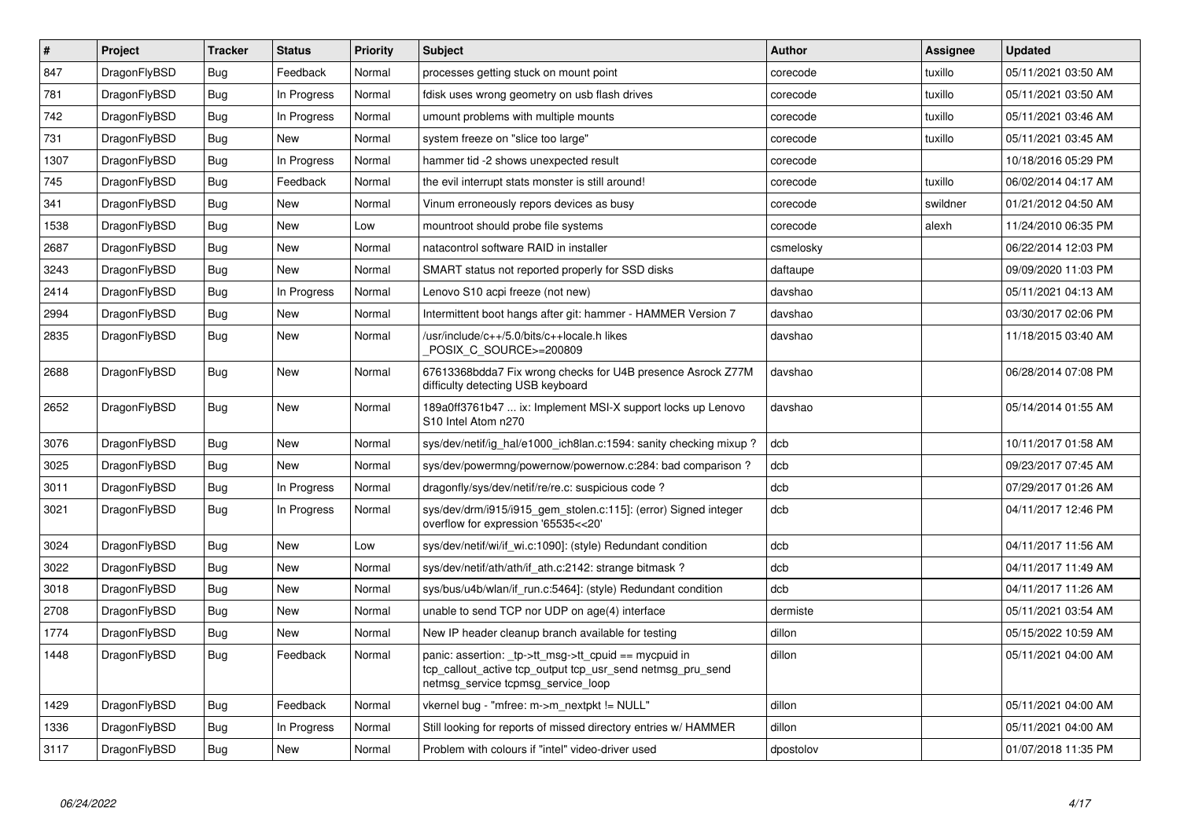| # | Project | Tracker | Status | Priority | Subject | Author | Assignee | Updated |
|---|---|---|---|---|---|---|---|---|
| 847 | DragonFlyBSD | Bug | Feedback | Normal | processes getting stuck on mount point | corecode | tuxillo | 05/11/2021 03:50 AM |
| 781 | DragonFlyBSD | Bug | In Progress | Normal | fdisk uses wrong geometry on usb flash drives | corecode | tuxillo | 05/11/2021 03:50 AM |
| 742 | DragonFlyBSD | Bug | In Progress | Normal | umount problems with multiple mounts | corecode | tuxillo | 05/11/2021 03:46 AM |
| 731 | DragonFlyBSD | Bug | New | Normal | system freeze on "slice too large" | corecode | tuxillo | 05/11/2021 03:45 AM |
| 1307 | DragonFlyBSD | Bug | In Progress | Normal | hammer tid -2 shows unexpected result | corecode | | 10/18/2016 05:29 PM |
| 745 | DragonFlyBSD | Bug | Feedback | Normal | the evil interrupt stats monster is still around! | corecode | tuxillo | 06/02/2014 04:17 AM |
| 341 | DragonFlyBSD | Bug | New | Normal | Vinum erroneously repors devices as busy | corecode | swildner | 01/21/2012 04:50 AM |
| 1538 | DragonFlyBSD | Bug | New | Low | mountroot should probe file systems | corecode | alexh | 11/24/2010 06:35 PM |
| 2687 | DragonFlyBSD | Bug | New | Normal | natacontrol software RAID in installer | csmelosky | | 06/22/2014 12:03 PM |
| 3243 | DragonFlyBSD | Bug | New | Normal | SMART status not reported properly for SSD disks | daftaupe | | 09/09/2020 11:03 PM |
| 2414 | DragonFlyBSD | Bug | In Progress | Normal | Lenovo S10 acpi freeze (not new) | davshao | | 05/11/2021 04:13 AM |
| 2994 | DragonFlyBSD | Bug | New | Normal | Intermittent boot hangs after git: hammer - HAMMER Version 7 | davshao | | 03/30/2017 02:06 PM |
| 2835 | DragonFlyBSD | Bug | New | Normal | /usr/include/c++/5.0/bits/c++locale.h likes _POSIX_C_SOURCE>=200809 | davshao | | 11/18/2015 03:40 AM |
| 2688 | DragonFlyBSD | Bug | New | Normal | 67613368bdda7 Fix wrong checks for U4B presence Asrock Z77M difficulty detecting USB keyboard | davshao | | 06/28/2014 07:08 PM |
| 2652 | DragonFlyBSD | Bug | New | Normal | 189a0ff3761b47 ... ix: Implement MSI-X support locks up Lenovo S10 Intel Atom n270 | davshao | | 05/14/2014 01:55 AM |
| 3076 | DragonFlyBSD | Bug | New | Normal | sys/dev/netif/ig_hal/e1000_ich8lan.c:1594: sanity checking mixup ? | dcb | | 10/11/2017 01:58 AM |
| 3025 | DragonFlyBSD | Bug | New | Normal | sys/dev/powermng/powernow/powernow.c:284: bad comparison ? | dcb | | 09/23/2017 07:45 AM |
| 3011 | DragonFlyBSD | Bug | In Progress | Normal | dragonfly/sys/dev/netif/re/re.c: suspicious code ? | dcb | | 07/29/2017 01:26 AM |
| 3021 | DragonFlyBSD | Bug | In Progress | Normal | sys/dev/drm/i915/i915_gem_stolen.c:115]: (error) Signed integer overflow for expression '65535<<20' | dcb | | 04/11/2017 12:46 PM |
| 3024 | DragonFlyBSD | Bug | New | Low | sys/dev/netif/wi/if_wi.c:1090]: (style) Redundant condition | dcb | | 04/11/2017 11:56 AM |
| 3022 | DragonFlyBSD | Bug | New | Normal | sys/dev/netif/ath/ath/if_ath.c:2142: strange bitmask ? | dcb | | 04/11/2017 11:49 AM |
| 3018 | DragonFlyBSD | Bug | New | Normal | sys/bus/u4b/wlan/if_run.c:5464]: (style) Redundant condition | dcb | | 04/11/2017 11:26 AM |
| 2708 | DragonFlyBSD | Bug | New | Normal | unable to send TCP nor UDP on age(4) interface | dermiste | | 05/11/2021 03:54 AM |
| 1774 | DragonFlyBSD | Bug | New | Normal | New IP header cleanup branch available for testing | dillon | | 05/15/2022 10:59 AM |
| 1448 | DragonFlyBSD | Bug | Feedback | Normal | panic: assertion: _tp->tt_msg->tt_cpuid == mycpuid in tcp_callout_active tcp_output tcp_usr_send netmsg_pru_send netmsg_service tcpmsg_service_loop | dillon | | 05/11/2021 04:00 AM |
| 1429 | DragonFlyBSD | Bug | Feedback | Normal | vkernel bug - "mfree: m->m_nextpkt != NULL" | dillon | | 05/11/2021 04:00 AM |
| 1336 | DragonFlyBSD | Bug | In Progress | Normal | Still looking for reports of missed directory entries w/ HAMMER | dillon | | 05/11/2021 04:00 AM |
| 3117 | DragonFlyBSD | Bug | New | Normal | Problem with colours if "intel" video-driver used | dpostolov | | 01/07/2018 11:35 PM |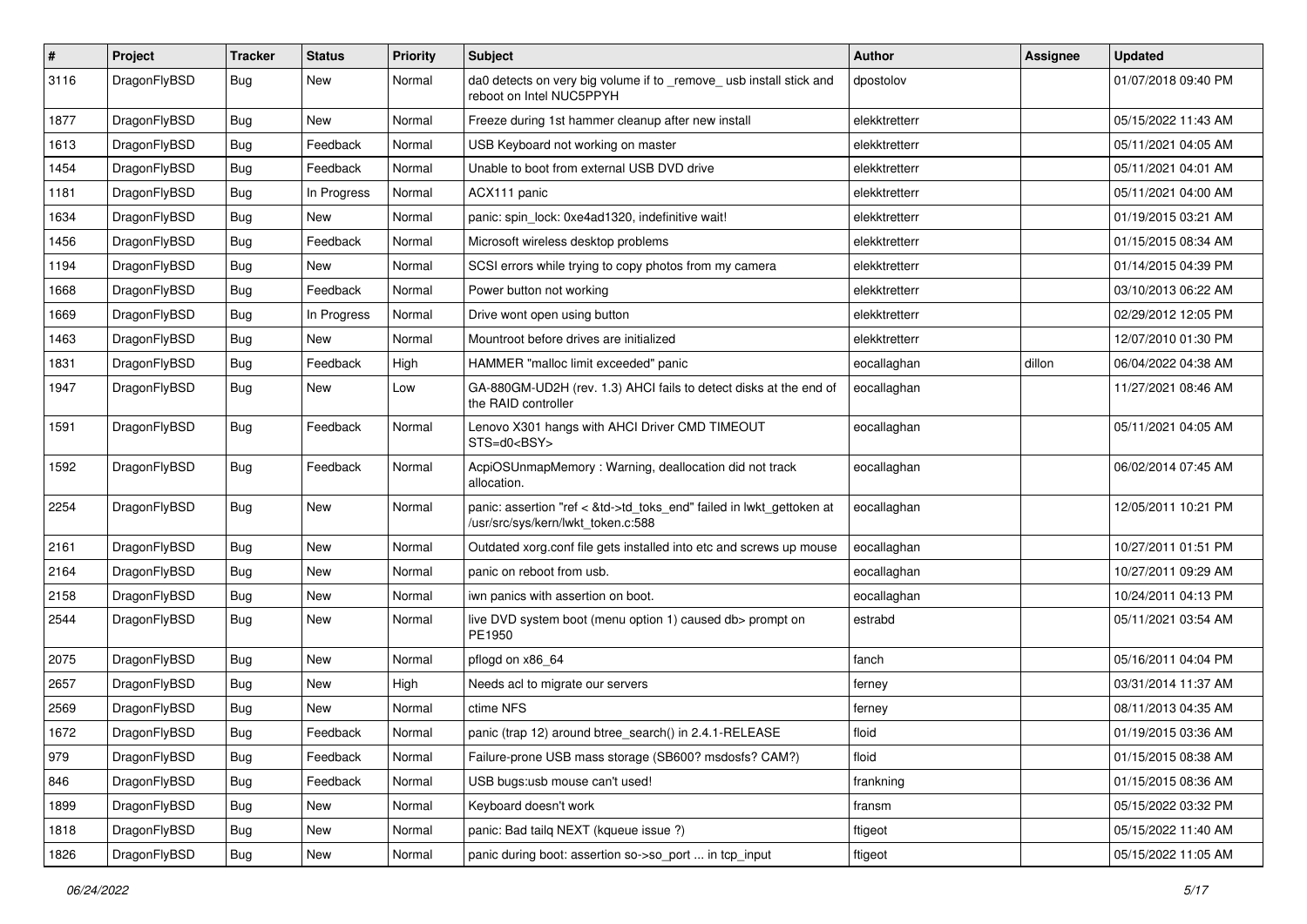| # | Project | Tracker | Status | Priority | Subject | Author | Assignee | Updated |
|---|---|---|---|---|---|---|---|---|
| 3116 | DragonFlyBSD | Bug | New | Normal | da0 detects on very big volume if to _remove_ usb install stick and reboot on Intel NUC5PPYH | dpostolov | | 01/07/2018 09:40 PM |
| 1877 | DragonFlyBSD | Bug | New | Normal | Freeze during 1st hammer cleanup after new install | elekktretterr | | 05/15/2022 11:43 AM |
| 1613 | DragonFlyBSD | Bug | Feedback | Normal | USB Keyboard not working on master | elekktretterr | | 05/11/2021 04:05 AM |
| 1454 | DragonFlyBSD | Bug | Feedback | Normal | Unable to boot from external USB DVD drive | elekktretterr | | 05/11/2021 04:01 AM |
| 1181 | DragonFlyBSD | Bug | In Progress | Normal | ACX111 panic | elekktretterr | | 05/11/2021 04:00 AM |
| 1634 | DragonFlyBSD | Bug | New | Normal | panic: spin_lock: 0xe4ad1320, indefinitive wait! | elekktretterr | | 01/19/2015 03:21 AM |
| 1456 | DragonFlyBSD | Bug | Feedback | Normal | Microsoft wireless desktop problems | elekktretterr | | 01/15/2015 08:34 AM |
| 1194 | DragonFlyBSD | Bug | New | Normal | SCSI errors while trying to copy photos from my camera | elekktretterr | | 01/14/2015 04:39 PM |
| 1668 | DragonFlyBSD | Bug | Feedback | Normal | Power button not working | elekktretterr | | 03/10/2013 06:22 AM |
| 1669 | DragonFlyBSD | Bug | In Progress | Normal | Drive wont open using button | elekktretterr | | 02/29/2012 12:05 PM |
| 1463 | DragonFlyBSD | Bug | New | Normal | Mountroot before drives are initialized | elekktretterr | | 12/07/2010 01:30 PM |
| 1831 | DragonFlyBSD | Bug | Feedback | High | HAMMER "malloc limit exceeded" panic | eocallaghan | dillon | 06/04/2022 04:38 AM |
| 1947 | DragonFlyBSD | Bug | New | Low | GA-880GM-UD2H (rev. 1.3) AHCI fails to detect disks at the end of the RAID controller | eocallaghan | | 11/27/2021 08:46 AM |
| 1591 | DragonFlyBSD | Bug | Feedback | Normal | Lenovo X301 hangs with AHCI Driver CMD TIMEOUT STS=d0<BSY> | eocallaghan | | 05/11/2021 04:05 AM |
| 1592 | DragonFlyBSD | Bug | Feedback | Normal | AcpiOSUnmapMemory : Warning, deallocation did not track allocation. | eocallaghan | | 06/02/2014 07:45 AM |
| 2254 | DragonFlyBSD | Bug | New | Normal | panic: assertion "ref < &td->td_toks_end" failed in lwkt_gettoken at /usr/src/sys/kern/lwkt_token.c:588 | eocallaghan | | 12/05/2011 10:21 PM |
| 2161 | DragonFlyBSD | Bug | New | Normal | Outdated xorg.conf file gets installed into etc and screws up mouse | eocallaghan | | 10/27/2011 01:51 PM |
| 2164 | DragonFlyBSD | Bug | New | Normal | panic on reboot from usb. | eocallaghan | | 10/27/2011 09:29 AM |
| 2158 | DragonFlyBSD | Bug | New | Normal | iwn panics with assertion on boot. | eocallaghan | | 10/24/2011 04:13 PM |
| 2544 | DragonFlyBSD | Bug | New | Normal | live DVD system boot (menu option 1) caused db> prompt on PE1950 | estrabd | | 05/11/2021 03:54 AM |
| 2075 | DragonFlyBSD | Bug | New | Normal | pflogd on x86_64 | fanch | | 05/16/2011 04:04 PM |
| 2657 | DragonFlyBSD | Bug | New | High | Needs acl to migrate our servers | ferney | | 03/31/2014 11:37 AM |
| 2569 | DragonFlyBSD | Bug | New | Normal | ctime NFS | ferney | | 08/11/2013 04:35 AM |
| 1672 | DragonFlyBSD | Bug | Feedback | Normal | panic (trap 12) around btree_search() in 2.4.1-RELEASE | floid | | 01/19/2015 03:36 AM |
| 979 | DragonFlyBSD | Bug | Feedback | Normal | Failure-prone USB mass storage (SB600? msdosfs? CAM?) | floid | | 01/15/2015 08:38 AM |
| 846 | DragonFlyBSD | Bug | Feedback | Normal | USB bugs:usb mouse can't used! | frankning | | 01/15/2015 08:36 AM |
| 1899 | DragonFlyBSD | Bug | New | Normal | Keyboard doesn't work | fransm | | 05/15/2022 03:32 PM |
| 1818 | DragonFlyBSD | Bug | New | Normal | panic: Bad tailq NEXT (kqueue issue ?) | ftigeot | | 05/15/2022 11:40 AM |
| 1826 | DragonFlyBSD | Bug | New | Normal | panic during boot: assertion so->so_port ... in tcp_input | ftigeot | | 05/15/2022 11:05 AM |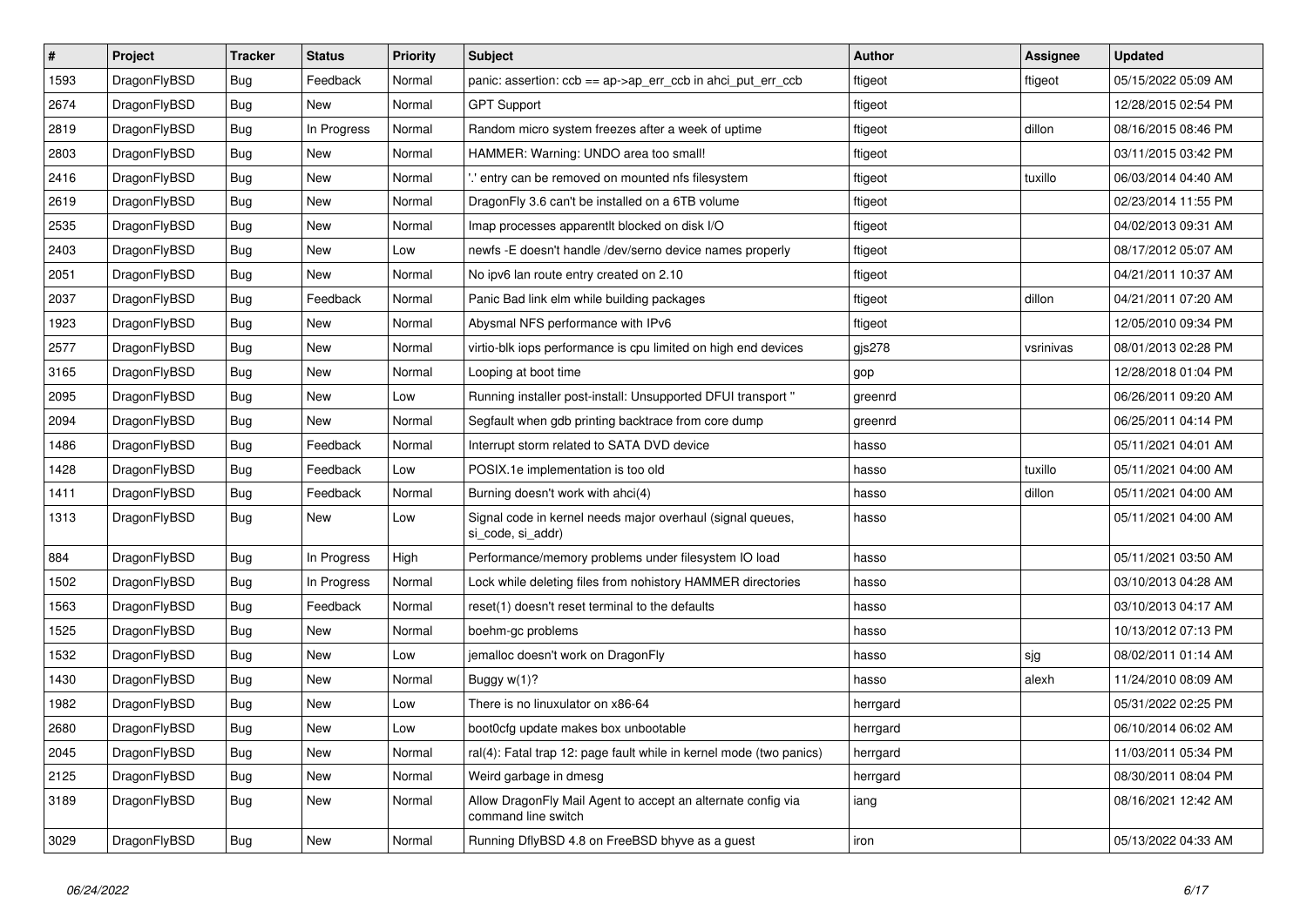| # | Project | Tracker | Status | Priority | Subject | Author | Assignee | Updated |
|---|---|---|---|---|---|---|---|---|
| 1593 | DragonFlyBSD | Bug | Feedback | Normal | panic: assertion: ccb == ap->ap_err_ccb in ahci_put_err_ccb | ftigeot | ftigeot | 05/15/2022 05:09 AM |
| 2674 | DragonFlyBSD | Bug | New | Normal | GPT Support | ftigeot |  | 12/28/2015 02:54 PM |
| 2819 | DragonFlyBSD | Bug | In Progress | Normal | Random micro system freezes after a week of uptime | ftigeot | dillon | 08/16/2015 08:46 PM |
| 2803 | DragonFlyBSD | Bug | New | Normal | HAMMER: Warning: UNDO area too small! | ftigeot |  | 03/11/2015 03:42 PM |
| 2416 | DragonFlyBSD | Bug | New | Normal | '.' entry can be removed on mounted nfs filesystem | ftigeot | tuxillo | 06/03/2014 04:40 AM |
| 2619 | DragonFlyBSD | Bug | New | Normal | DragonFly 3.6 can't be installed on a 6TB volume | ftigeot |  | 02/23/2014 11:55 PM |
| 2535 | DragonFlyBSD | Bug | New | Normal | Imap processes apparentlt blocked on disk I/O | ftigeot |  | 04/02/2013 09:31 AM |
| 2403 | DragonFlyBSD | Bug | New | Low | newfs -E doesn't handle /dev/serno device names properly | ftigeot |  | 08/17/2012 05:07 AM |
| 2051 | DragonFlyBSD | Bug | New | Normal | No ipv6 lan route entry created on 2.10 | ftigeot |  | 04/21/2011 10:37 AM |
| 2037 | DragonFlyBSD | Bug | Feedback | Normal | Panic Bad link elm while building packages | ftigeot | dillon | 04/21/2011 07:20 AM |
| 1923 | DragonFlyBSD | Bug | New | Normal | Abysmal NFS performance with IPv6 | ftigeot |  | 12/05/2010 09:34 PM |
| 2577 | DragonFlyBSD | Bug | New | Normal | virtio-blk iops performance is cpu limited on high end devices | gjs278 | vsrinivas | 08/01/2013 02:28 PM |
| 3165 | DragonFlyBSD | Bug | New | Normal | Looping at boot time | gop |  | 12/28/2018 01:04 PM |
| 2095 | DragonFlyBSD | Bug | New | Low | Running installer post-install: Unsupported DFUI transport " | greenrd |  | 06/26/2011 09:20 AM |
| 2094 | DragonFlyBSD | Bug | New | Normal | Segfault when gdb printing backtrace from core dump | greenrd |  | 06/25/2011 04:14 PM |
| 1486 | DragonFlyBSD | Bug | Feedback | Normal | Interrupt storm related to SATA DVD device | hasso |  | 05/11/2021 04:01 AM |
| 1428 | DragonFlyBSD | Bug | Feedback | Low | POSIX.1e implementation is too old | hasso | tuxillo | 05/11/2021 04:00 AM |
| 1411 | DragonFlyBSD | Bug | Feedback | Normal | Burning doesn't work with ahci(4) | hasso | dillon | 05/11/2021 04:00 AM |
| 1313 | DragonFlyBSD | Bug | New | Low | Signal code in kernel needs major overhaul (signal queues, si_code, si_addr) | hasso |  | 05/11/2021 04:00 AM |
| 884 | DragonFlyBSD | Bug | In Progress | High | Performance/memory problems under filesystem IO load | hasso |  | 05/11/2021 03:50 AM |
| 1502 | DragonFlyBSD | Bug | In Progress | Normal | Lock while deleting files from nohistory HAMMER directories | hasso |  | 03/10/2013 04:28 AM |
| 1563 | DragonFlyBSD | Bug | Feedback | Normal | reset(1) doesn't reset terminal to the defaults | hasso |  | 03/10/2013 04:17 AM |
| 1525 | DragonFlyBSD | Bug | New | Normal | boehm-gc problems | hasso |  | 10/13/2012 07:13 PM |
| 1532 | DragonFlyBSD | Bug | New | Low | jemalloc doesn't work on DragonFly | hasso | sjg | 08/02/2011 01:14 AM |
| 1430 | DragonFlyBSD | Bug | New | Normal | Buggy w(1)? | hasso | alexh | 11/24/2010 08:09 AM |
| 1982 | DragonFlyBSD | Bug | New | Low | There is no linuxulator on x86-64 | herrgard |  | 05/31/2022 02:25 PM |
| 2680 | DragonFlyBSD | Bug | New | Low | boot0cfg update makes box unbootable | herrgard |  | 06/10/2014 06:02 AM |
| 2045 | DragonFlyBSD | Bug | New | Normal | ral(4): Fatal trap 12: page fault while in kernel mode (two panics) | herrgard |  | 11/03/2011 05:34 PM |
| 2125 | DragonFlyBSD | Bug | New | Normal | Weird garbage in dmesg | herrgard |  | 08/30/2011 08:04 PM |
| 3189 | DragonFlyBSD | Bug | New | Normal | Allow DragonFly Mail Agent to accept an alternate config via command line switch | iang |  | 08/16/2021 12:42 AM |
| 3029 | DragonFlyBSD | Bug | New | Normal | Running DflyBSD 4.8 on FreeBSD bhyve as a guest | iron |  | 05/13/2022 04:33 AM |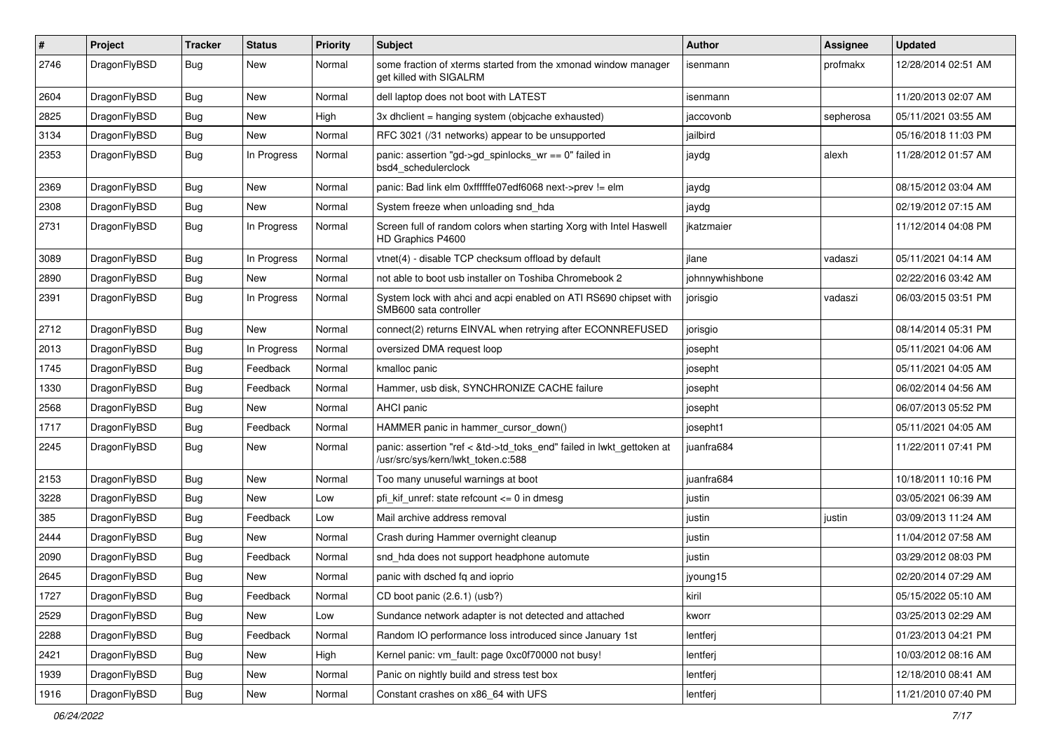| # | Project | Tracker | Status | Priority | Subject | Author | Assignee | Updated |
|---|---|---|---|---|---|---|---|---|
| 2746 | DragonFlyBSD | Bug | New | Normal | some fraction of xterms started from the xmonad window manager get killed with SIGALRM | isenmann | profmakx | 12/28/2014 02:51 AM |
| 2604 | DragonFlyBSD | Bug | New | Normal | dell laptop does not boot with LATEST | isenmann | | 11/20/2013 02:07 AM |
| 2825 | DragonFlyBSD | Bug | New | High | 3x dhclient = hanging system (objcache exhausted) | jaccovonb | sepherosa | 05/11/2021 03:55 AM |
| 3134 | DragonFlyBSD | Bug | New | Normal | RFC 3021 (/31 networks) appear to be unsupported | jailbird | | 05/16/2018 11:03 PM |
| 2353 | DragonFlyBSD | Bug | In Progress | Normal | panic: assertion "gd->gd_spinlocks_wr == 0" failed in bsd4_schedulerclock | jaydg | alexh | 11/28/2012 01:57 AM |
| 2369 | DragonFlyBSD | Bug | New | Normal | panic: Bad link elm 0xffffffe07edf6068 next->prev != elm | jaydg | | 08/15/2012 03:04 AM |
| 2308 | DragonFlyBSD | Bug | New | Normal | System freeze when unloading snd_hda | jaydg | | 02/19/2012 07:15 AM |
| 2731 | DragonFlyBSD | Bug | In Progress | Normal | Screen full of random colors when starting Xorg with Intel Haswell HD Graphics P4600 | jkatzmaier | | 11/12/2014 04:08 PM |
| 3089 | DragonFlyBSD | Bug | In Progress | Normal | vtnet(4) - disable TCP checksum offload by default | jlane | vadaszi | 05/11/2021 04:14 AM |
| 2890 | DragonFlyBSD | Bug | New | Normal | not able to boot usb installer on Toshiba Chromebook 2 | johnnywhishbone | | 02/22/2016 03:42 AM |
| 2391 | DragonFlyBSD | Bug | In Progress | Normal | System lock with ahci and acpi enabled on ATI RS690 chipset with SMB600 sata controller | jorisgio | vadaszi | 06/03/2015 03:51 PM |
| 2712 | DragonFlyBSD | Bug | New | Normal | connect(2) returns EINVAL when retrying after ECONNREFUSED | jorisgio | | 08/14/2014 05:31 PM |
| 2013 | DragonFlyBSD | Bug | In Progress | Normal | oversized DMA request loop | josepht | | 05/11/2021 04:06 AM |
| 1745 | DragonFlyBSD | Bug | Feedback | Normal | kmalloc panic | josepht | | 05/11/2021 04:05 AM |
| 1330 | DragonFlyBSD | Bug | Feedback | Normal | Hammer, usb disk, SYNCHRONIZE CACHE failure | josepht | | 06/02/2014 04:56 AM |
| 2568 | DragonFlyBSD | Bug | New | Normal | AHCI panic | josepht | | 06/07/2013 05:52 PM |
| 1717 | DragonFlyBSD | Bug | Feedback | Normal | HAMMER panic in hammer_cursor_down() | josepht1 | | 05/11/2021 04:05 AM |
| 2245 | DragonFlyBSD | Bug | New | Normal | panic: assertion "ref < &td->td_toks_end" failed in lwkt_gettoken at /usr/src/sys/kern/lwkt_token.c:588 | juanfra684 | | 11/22/2011 07:41 PM |
| 2153 | DragonFlyBSD | Bug | New | Normal | Too many unuseful warnings at boot | juanfra684 | | 10/18/2011 10:16 PM |
| 3228 | DragonFlyBSD | Bug | New | Low | pfi_kif_unref: state refcount <= 0 in dmesg | justin | | 03/05/2021 06:39 AM |
| 385 | DragonFlyBSD | Bug | Feedback | Low | Mail archive address removal | justin | justin | 03/09/2013 11:24 AM |
| 2444 | DragonFlyBSD | Bug | New | Normal | Crash during Hammer overnight cleanup | justin | | 11/04/2012 07:58 AM |
| 2090 | DragonFlyBSD | Bug | Feedback | Normal | snd_hda does not support headphone automute | justin | | 03/29/2012 08:03 PM |
| 2645 | DragonFlyBSD | Bug | New | Normal | panic with dsched fq and ioprio | jyoung15 | | 02/20/2014 07:29 AM |
| 1727 | DragonFlyBSD | Bug | Feedback | Normal | CD boot panic (2.6.1) (usb?) | kiril | | 05/15/2022 05:10 AM |
| 2529 | DragonFlyBSD | Bug | New | Low | Sundance network adapter is not detected and attached | kworr | | 03/25/2013 02:29 AM |
| 2288 | DragonFlyBSD | Bug | Feedback | Normal | Random IO performance loss introduced since January 1st | lentferj | | 01/23/2013 04:21 PM |
| 2421 | DragonFlyBSD | Bug | New | High | Kernel panic: vm_fault: page 0xc0f70000 not busy! | lentferj | | 10/03/2012 08:16 AM |
| 1939 | DragonFlyBSD | Bug | New | Normal | Panic on nightly build and stress test box | lentferj | | 12/18/2010 08:41 AM |
| 1916 | DragonFlyBSD | Bug | New | Normal | Constant crashes on x86_64 with UFS | lentferj | | 11/21/2010 07:40 PM |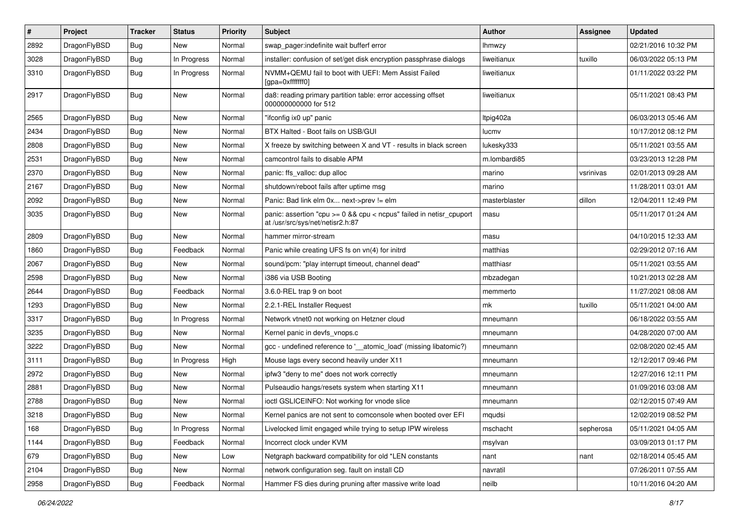| # | Project | Tracker | Status | Priority | Subject | Author | Assignee | Updated |
|---|---|---|---|---|---|---|---|---|
| 2892 | DragonFlyBSD | Bug | New | Normal | swap_pager:indefinite wait bufferf error | lhmwzy | | 02/21/2016 10:32 PM |
| 3028 | DragonFlyBSD | Bug | In Progress | Normal | installer: confusion of set/get disk encryption passphrase dialogs | liweitianux | tuxillo | 06/03/2022 05:13 PM |
| 3310 | DragonFlyBSD | Bug | In Progress | Normal | NVMM+QEMU fail to boot with UEFI: Mem Assist Failed [gpa=0xfffffff0] | liweitianux | | 01/11/2022 03:22 PM |
| 2917 | DragonFlyBSD | Bug | New | Normal | da8: reading primary partition table: error accessing offset 000000000000 for 512 | liweitianux | | 05/11/2021 08:43 PM |
| 2565 | DragonFlyBSD | Bug | New | Normal | "ifconfig ix0 up" panic | ltpig402a | | 06/03/2013 05:46 AM |
| 2434 | DragonFlyBSD | Bug | New | Normal | BTX Halted - Boot fails on USB/GUI | lucmv | | 10/17/2012 08:12 PM |
| 2808 | DragonFlyBSD | Bug | New | Normal | X freeze by switching between X and VT - results in black screen | lukesky333 | | 05/11/2021 03:55 AM |
| 2531 | DragonFlyBSD | Bug | New | Normal | camcontrol fails to disable APM | m.lombardi85 | | 03/23/2013 12:28 PM |
| 2370 | DragonFlyBSD | Bug | New | Normal | panic: ffs_valloc: dup alloc | marino | vsrinivas | 02/01/2013 09:28 AM |
| 2167 | DragonFlyBSD | Bug | New | Normal | shutdown/reboot fails after uptime msg | marino | | 11/28/2011 03:01 AM |
| 2092 | DragonFlyBSD | Bug | New | Normal | Panic: Bad link elm 0x... next->prev != elm | masterblaster | dillon | 12/04/2011 12:49 PM |
| 3035 | DragonFlyBSD | Bug | New | Normal | panic: assertion "cpu >= 0 && cpu < ncpus" failed in netisr_cpuport at /usr/src/sys/net/netisr2.h:87 | masu | | 05/11/2017 01:24 AM |
| 2809 | DragonFlyBSD | Bug | New | Normal | hammer mirror-stream | masu | | 04/10/2015 12:33 AM |
| 1860 | DragonFlyBSD | Bug | Feedback | Normal | Panic while creating UFS fs on vn(4) for initrd | matthias | | 02/29/2012 07:16 AM |
| 2067 | DragonFlyBSD | Bug | New | Normal | sound/pcm: "play interrupt timeout, channel dead" | matthiasr | | 05/11/2021 03:55 AM |
| 2598 | DragonFlyBSD | Bug | New | Normal | i386 via USB Booting | mbzadegan | | 10/21/2013 02:28 AM |
| 2644 | DragonFlyBSD | Bug | Feedback | Normal | 3.6.0-REL trap 9 on boot | memmerto | | 11/27/2021 08:08 AM |
| 1293 | DragonFlyBSD | Bug | New | Normal | 2.2.1-REL Installer Request | mk | tuxillo | 05/11/2021 04:00 AM |
| 3317 | DragonFlyBSD | Bug | In Progress | Normal | Network vtnet0 not working on Hetzner cloud | mneumann | | 06/18/2022 03:55 AM |
| 3235 | DragonFlyBSD | Bug | New | Normal | Kernel panic in devfs_vnops.c | mneumann | | 04/28/2020 07:00 AM |
| 3222 | DragonFlyBSD | Bug | New | Normal | gcc - undefined reference to '__atomic_load' (missing libatomic?) | mneumann | | 02/08/2020 02:45 AM |
| 3111 | DragonFlyBSD | Bug | In Progress | High | Mouse lags every second heavily under X11 | mneumann | | 12/12/2017 09:46 PM |
| 2972 | DragonFlyBSD | Bug | New | Normal | ipfw3 "deny to me" does not work correctly | mneumann | | 12/27/2016 12:11 PM |
| 2881 | DragonFlyBSD | Bug | New | Normal | Pulseaudio hangs/resets system when starting X11 | mneumann | | 01/09/2016 03:08 AM |
| 2788 | DragonFlyBSD | Bug | New | Normal | ioctl GSLICEINFO: Not working for vnode slice | mneumann | | 02/12/2015 07:49 AM |
| 3218 | DragonFlyBSD | Bug | New | Normal | Kernel panics are not sent to comconsole when booted over EFI | mqudsi | | 12/02/2019 08:52 PM |
| 168 | DragonFlyBSD | Bug | In Progress | Normal | Livelocked limit engaged while trying to setup IPW wireless | mschacht | sepherosa | 05/11/2021 04:05 AM |
| 1144 | DragonFlyBSD | Bug | Feedback | Normal | Incorrect clock under KVM | msylvan | | 03/09/2013 01:17 PM |
| 679 | DragonFlyBSD | Bug | New | Low | Netgraph backward compatibility for old *LEN constants | nant | nant | 02/18/2014 05:45 AM |
| 2104 | DragonFlyBSD | Bug | New | Normal | network configuration seg. fault on install CD | navratil | | 07/26/2011 07:55 AM |
| 2958 | DragonFlyBSD | Bug | Feedback | Normal | Hammer FS dies during pruning after massive write load | neilb | | 10/11/2016 04:20 AM |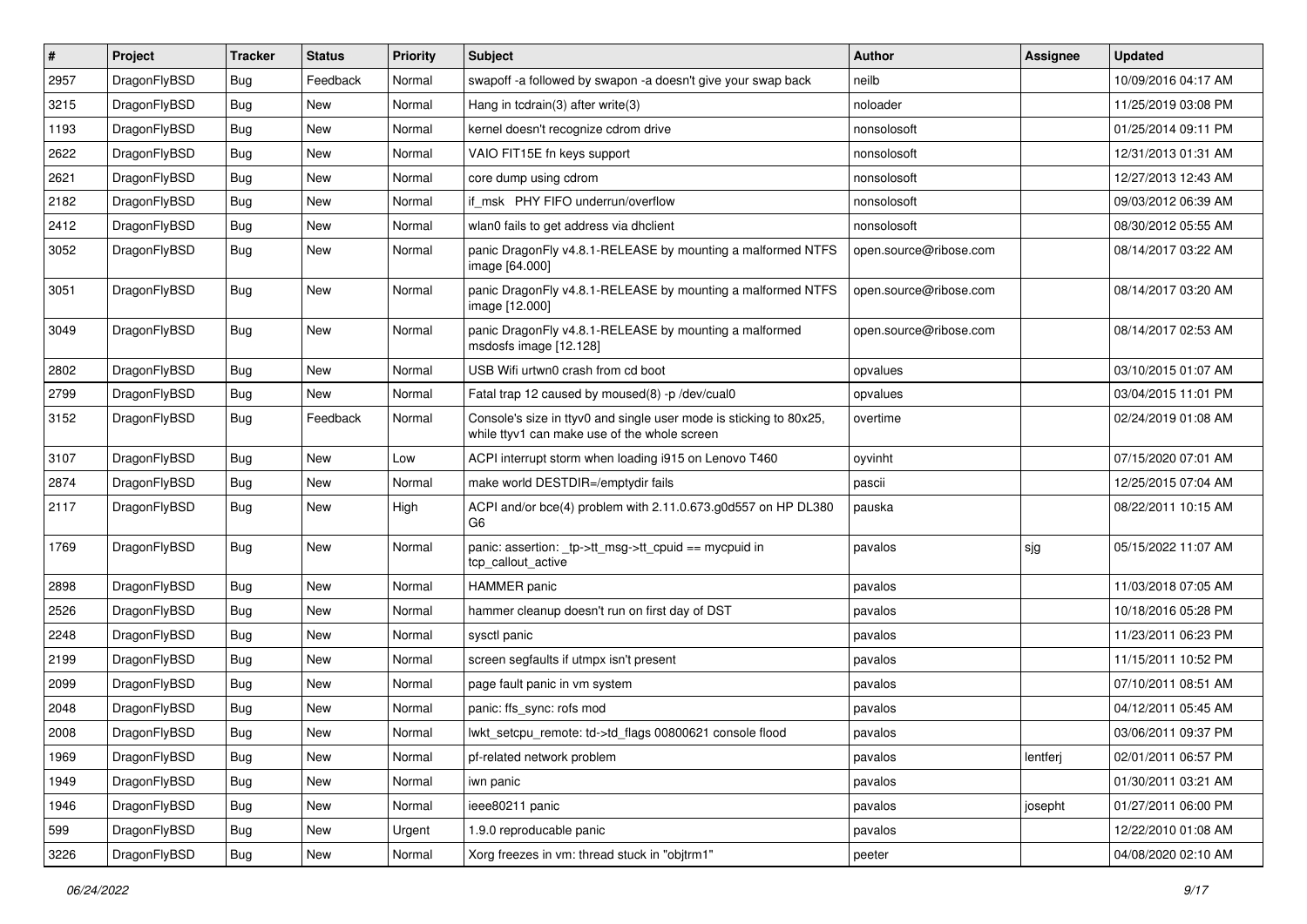| # | Project | Tracker | Status | Priority | Subject | Author | Assignee | Updated |
|---|---|---|---|---|---|---|---|---|
| 2957 | DragonFlyBSD | Bug | Feedback | Normal | swapoff -a followed by swapon -a doesn't give your swap back | neilb | | 10/09/2016 04:17 AM |
| 3215 | DragonFlyBSD | Bug | New | Normal | Hang in tcdrain(3) after write(3) | noloader | | 11/25/2019 03:08 PM |
| 1193 | DragonFlyBSD | Bug | New | Normal | kernel doesn't recognize cdrom drive | nonsolosoft | | 01/25/2014 09:11 PM |
| 2622 | DragonFlyBSD | Bug | New | Normal | VAIO FIT15E fn keys support | nonsolosoft | | 12/31/2013 01:31 AM |
| 2621 | DragonFlyBSD | Bug | New | Normal | core dump using cdrom | nonsolosoft | | 12/27/2013 12:43 AM |
| 2182 | DragonFlyBSD | Bug | New | Normal | if_msk PHY FIFO underrun/overflow | nonsolosoft | | 09/03/2012 06:39 AM |
| 2412 | DragonFlyBSD | Bug | New | Normal | wlan0 fails to get address via dhclient | nonsolosoft | | 08/30/2012 05:55 AM |
| 3052 | DragonFlyBSD | Bug | New | Normal | panic DragonFly v4.8.1-RELEASE by mounting a malformed NTFS image [64.000] | open.source@ribose.com | | 08/14/2017 03:22 AM |
| 3051 | DragonFlyBSD | Bug | New | Normal | panic DragonFly v4.8.1-RELEASE by mounting a malformed NTFS image [12.000] | open.source@ribose.com | | 08/14/2017 03:20 AM |
| 3049 | DragonFlyBSD | Bug | New | Normal | panic DragonFly v4.8.1-RELEASE by mounting a malformed msdosfs image [12.128] | open.source@ribose.com | | 08/14/2017 02:53 AM |
| 2802 | DragonFlyBSD | Bug | New | Normal | USB Wifi urtwn0 crash from cd boot | opvalues | | 03/10/2015 01:07 AM |
| 2799 | DragonFlyBSD | Bug | New | Normal | Fatal trap 12 caused by moused(8) -p /dev/cual0 | opvalues | | 03/04/2015 11:01 PM |
| 3152 | DragonFlyBSD | Bug | Feedback | Normal | Console's size in ttyv0 and single user mode is sticking to 80x25, while ttyv1 can make use of the whole screen | overtime | | 02/24/2019 01:08 AM |
| 3107 | DragonFlyBSD | Bug | New | Low | ACPI interrupt storm when loading i915 on Lenovo T460 | oyvinht | | 07/15/2020 07:01 AM |
| 2874 | DragonFlyBSD | Bug | New | Normal | make world DESTDIR=/emptydir fails | pascii | | 12/25/2015 07:04 AM |
| 2117 | DragonFlyBSD | Bug | New | High | ACPI and/or bce(4) problem with 2.11.0.673.g0d557 on HP DL380 G6 | pauska | | 08/22/2011 10:15 AM |
| 1769 | DragonFlyBSD | Bug | New | Normal | panic: assertion: _tp->tt_msg->tt_cpuid == mycpuid in tcp_callout_active | pavalos | sjg | 05/15/2022 11:07 AM |
| 2898 | DragonFlyBSD | Bug | New | Normal | HAMMER panic | pavalos | | 11/03/2018 07:05 AM |
| 2526 | DragonFlyBSD | Bug | New | Normal | hammer cleanup doesn't run on first day of DST | pavalos | | 10/18/2016 05:28 PM |
| 2248 | DragonFlyBSD | Bug | New | Normal | sysctl panic | pavalos | | 11/23/2011 06:23 PM |
| 2199 | DragonFlyBSD | Bug | New | Normal | screen segfaults if utmpx isn't present | pavalos | | 11/15/2011 10:52 PM |
| 2099 | DragonFlyBSD | Bug | New | Normal | page fault panic in vm system | pavalos | | 07/10/2011 08:51 AM |
| 2048 | DragonFlyBSD | Bug | New | Normal | panic: ffs_sync: rofs mod | pavalos | | 04/12/2011 05:45 AM |
| 2008 | DragonFlyBSD | Bug | New | Normal | lwkt_setcpu_remote: td->td_flags 00800621 console flood | pavalos | | 03/06/2011 09:37 PM |
| 1969 | DragonFlyBSD | Bug | New | Normal | pf-related network problem | pavalos | lentferj | 02/01/2011 06:57 PM |
| 1949 | DragonFlyBSD | Bug | New | Normal | iwn panic | pavalos | | 01/30/2011 03:21 AM |
| 1946 | DragonFlyBSD | Bug | New | Normal | ieee80211 panic | pavalos | josepht | 01/27/2011 06:00 PM |
| 599 | DragonFlyBSD | Bug | New | Urgent | 1.9.0 reproducable panic | pavalos | | 12/22/2010 01:08 AM |
| 3226 | DragonFlyBSD | Bug | New | Normal | Xorg freezes in vm: thread stuck in "objtrm1" | peeter | | 04/08/2020 02:10 AM |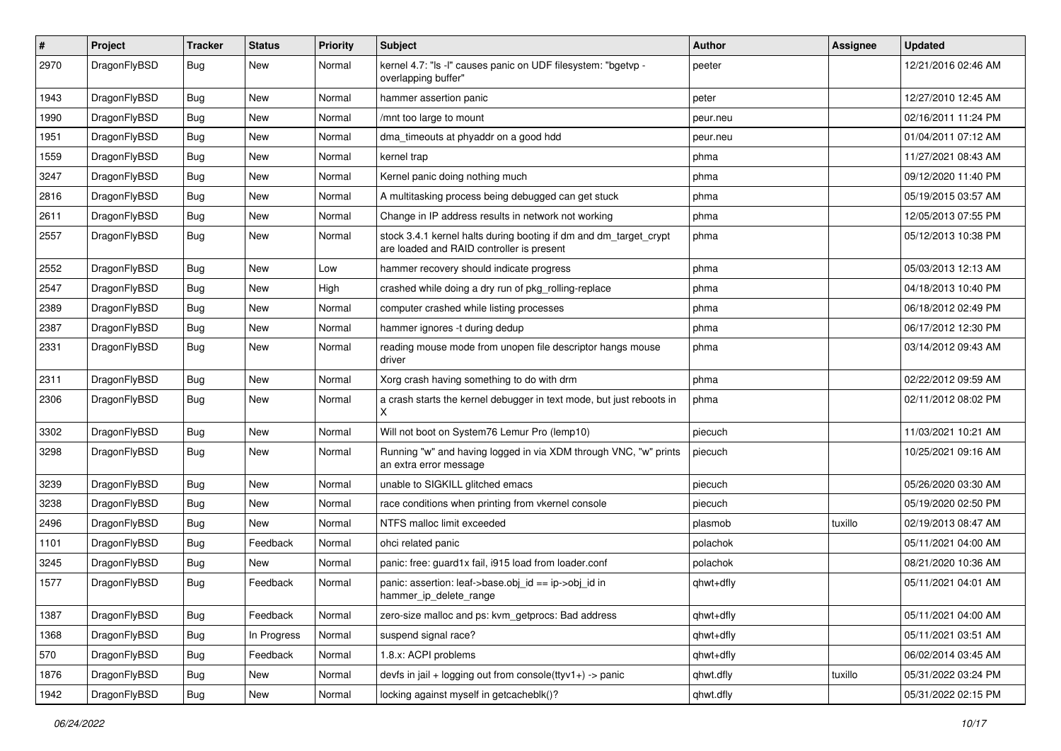| # | Project | Tracker | Status | Priority | Subject | Author | Assignee | Updated |
|---|---|---|---|---|---|---|---|---|
| 2970 | DragonFlyBSD | Bug | New | Normal | kernel 4.7: "ls -l" causes panic on UDF filesystem: "bgetvp - overlapping buffer" | peeter | | 12/21/2016 02:46 AM |
| 1943 | DragonFlyBSD | Bug | New | Normal | hammer assertion panic | peter | | 12/27/2010 12:45 AM |
| 1990 | DragonFlyBSD | Bug | New | Normal | /mnt too large to mount | peur.neu | | 02/16/2011 11:24 PM |
| 1951 | DragonFlyBSD | Bug | New | Normal | dma_timeouts at phyaddr on a good hdd | peur.neu | | 01/04/2011 07:12 AM |
| 1559 | DragonFlyBSD | Bug | New | Normal | kernel trap | phma | | 11/27/2021 08:43 AM |
| 3247 | DragonFlyBSD | Bug | New | Normal | Kernel panic doing nothing much | phma | | 09/12/2020 11:40 PM |
| 2816 | DragonFlyBSD | Bug | New | Normal | A multitasking process being debugged can get stuck | phma | | 05/19/2015 03:57 AM |
| 2611 | DragonFlyBSD | Bug | New | Normal | Change in IP address results in network not working | phma | | 12/05/2013 07:55 PM |
| 2557 | DragonFlyBSD | Bug | New | Normal | stock 3.4.1 kernel halts during booting if dm and dm_target_crypt are loaded and RAID controller is present | phma | | 05/12/2013 10:38 PM |
| 2552 | DragonFlyBSD | Bug | New | Low | hammer recovery should indicate progress | phma | | 05/03/2013 12:13 AM |
| 2547 | DragonFlyBSD | Bug | New | High | crashed while doing a dry run of pkg_rolling-replace | phma | | 04/18/2013 10:40 PM |
| 2389 | DragonFlyBSD | Bug | New | Normal | computer crashed while listing processes | phma | | 06/18/2012 02:49 PM |
| 2387 | DragonFlyBSD | Bug | New | Normal | hammer ignores -t during dedup | phma | | 06/17/2012 12:30 PM |
| 2331 | DragonFlyBSD | Bug | New | Normal | reading mouse mode from unopen file descriptor hangs mouse driver | phma | | 03/14/2012 09:43 AM |
| 2311 | DragonFlyBSD | Bug | New | Normal | Xorg crash having something to do with drm | phma | | 02/22/2012 09:59 AM |
| 2306 | DragonFlyBSD | Bug | New | Normal | a crash starts the kernel debugger in text mode, but just reboots in X | phma | | 02/11/2012 08:02 PM |
| 3302 | DragonFlyBSD | Bug | New | Normal | Will not boot on System76 Lemur Pro (lemp10) | piecuch | | 11/03/2021 10:21 AM |
| 3298 | DragonFlyBSD | Bug | New | Normal | Running "w" and having logged in via XDM through VNC, "w" prints an extra error message | piecuch | | 10/25/2021 09:16 AM |
| 3239 | DragonFlyBSD | Bug | New | Normal | unable to SIGKILL glitched emacs | piecuch | | 05/26/2020 03:30 AM |
| 3238 | DragonFlyBSD | Bug | New | Normal | race conditions when printing from vkernel console | piecuch | | 05/19/2020 02:50 PM |
| 2496 | DragonFlyBSD | Bug | New | Normal | NTFS malloc limit exceeded | plasmob | tuxillo | 02/19/2013 08:47 AM |
| 1101 | DragonFlyBSD | Bug | Feedback | Normal | ohci related panic | polachok | | 05/11/2021 04:00 AM |
| 3245 | DragonFlyBSD | Bug | New | Normal | panic: free: guard1x fail, i915 load from loader.conf | polachok | | 08/21/2020 10:36 AM |
| 1577 | DragonFlyBSD | Bug | Feedback | Normal | panic: assertion: leaf->base.obj_id == ip->obj_id in hammer_ip_delete_range | qhwt+dfly | | 05/11/2021 04:01 AM |
| 1387 | DragonFlyBSD | Bug | Feedback | Normal | zero-size malloc and ps: kvm_getprocs: Bad address | qhwt+dfly | | 05/11/2021 04:00 AM |
| 1368 | DragonFlyBSD | Bug | In Progress | Normal | suspend signal race? | qhwt+dfly | | 05/11/2021 03:51 AM |
| 570 | DragonFlyBSD | Bug | Feedback | Normal | 1.8.x: ACPI problems | qhwt+dfly | | 06/02/2014 03:45 AM |
| 1876 | DragonFlyBSD | Bug | New | Normal | devfs in jail + logging out from console(ttyv1+) -> panic | qhwt.dfly | tuxillo | 05/31/2022 03:24 PM |
| 1942 | DragonFlyBSD | Bug | New | Normal | locking against myself in getcacheblk()? | qhwt.dfly | | 05/31/2022 02:15 PM |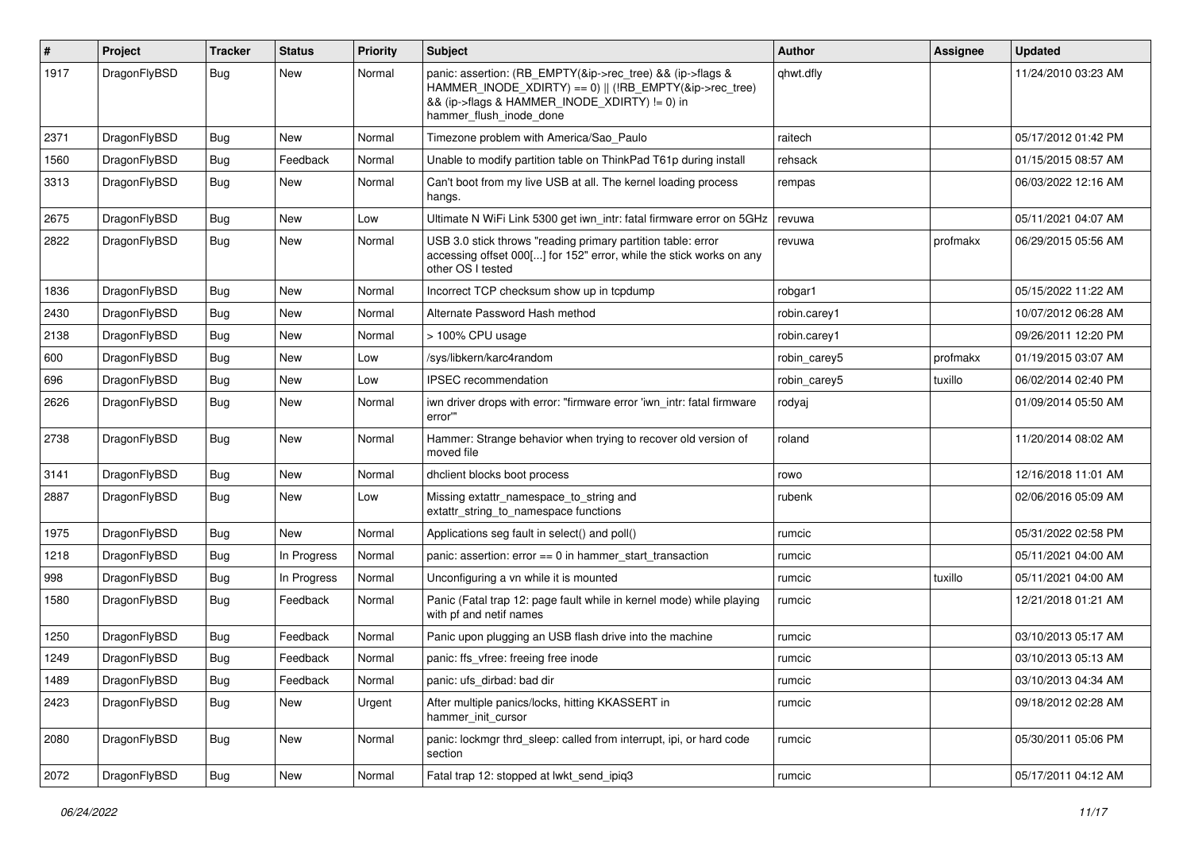| # | Project | Tracker | Status | Priority | Subject | Author | Assignee | Updated |
|---|---|---|---|---|---|---|---|---|
| 1917 | DragonFlyBSD | Bug | New | Normal | panic: assertion: (RB_EMPTY(&ip->rec_tree) && (ip->flags & HAMMER_INODE_XDIRTY) == 0) \|\| (!RB_EMPTY(&ip->rec_tree) && (ip->flags & HAMMER_INODE_XDIRTY) != 0) in hammer_flush_inode_done | qhwt.dfly | | 11/24/2010 03:23 AM |
| 2371 | DragonFlyBSD | Bug | New | Normal | Timezone problem with America/Sao_Paulo | raitech | | 05/17/2012 01:42 PM |
| 1560 | DragonFlyBSD | Bug | Feedback | Normal | Unable to modify partition table on ThinkPad T61p during install | rehsack | | 01/15/2015 08:57 AM |
| 3313 | DragonFlyBSD | Bug | New | Normal | Can't boot from my live USB at all. The kernel loading process hangs. | rempas | | 06/03/2022 12:16 AM |
| 2675 | DragonFlyBSD | Bug | New | Low | Ultimate N WiFi Link 5300 get iwn_intr: fatal firmware error on 5GHz | revuwa | | 05/11/2021 04:07 AM |
| 2822 | DragonFlyBSD | Bug | New | Normal | USB 3.0 stick throws "reading primary partition table: error accessing offset 000[...] for 152" error, while the stick works on any other OS I tested | revuwa | profmakx | 06/29/2015 05:56 AM |
| 1836 | DragonFlyBSD | Bug | New | Normal | Incorrect TCP checksum show up in tcpdump | robgar1 | | 05/15/2022 11:22 AM |
| 2430 | DragonFlyBSD | Bug | New | Normal | Alternate Password Hash method | robin.carey1 | | 10/07/2012 06:28 AM |
| 2138 | DragonFlyBSD | Bug | New | Normal | > 100% CPU usage | robin.carey1 | | 09/26/2011 12:20 PM |
| 600 | DragonFlyBSD | Bug | New | Low | /sys/libkern/karc4random | robin_carey5 | profmakx | 01/19/2015 03:07 AM |
| 696 | DragonFlyBSD | Bug | New | Low | IPSEC recommendation | robin_carey5 | tuxillo | 06/02/2014 02:40 PM |
| 2626 | DragonFlyBSD | Bug | New | Normal | iwn driver drops with error: "firmware error 'iwn_intr: fatal firmware error'" | rodyaj | | 01/09/2014 05:50 AM |
| 2738 | DragonFlyBSD | Bug | New | Normal | Hammer: Strange behavior when trying to recover old version of moved file | roland | | 11/20/2014 08:02 AM |
| 3141 | DragonFlyBSD | Bug | New | Normal | dhclient blocks boot process | rowo | | 12/16/2018 11:01 AM |
| 2887 | DragonFlyBSD | Bug | New | Low | Missing extattr_namespace_to_string and extattr_string_to_namespace functions | rubenk | | 02/06/2016 05:09 AM |
| 1975 | DragonFlyBSD | Bug | New | Normal | Applications seg fault in select() and poll() | rumcic | | 05/31/2022 02:58 PM |
| 1218 | DragonFlyBSD | Bug | In Progress | Normal | panic: assertion: error == 0 in hammer_start_transaction | rumcic | | 05/11/2021 04:00 AM |
| 998 | DragonFlyBSD | Bug | In Progress | Normal | Unconfiguring a vn while it is mounted | rumcic | tuxillo | 05/11/2021 04:00 AM |
| 1580 | DragonFlyBSD | Bug | Feedback | Normal | Panic (Fatal trap 12: page fault while in kernel mode) while playing with pf and netif names | rumcic | | 12/21/2018 01:21 AM |
| 1250 | DragonFlyBSD | Bug | Feedback | Normal | Panic upon plugging an USB flash drive into the machine | rumcic | | 03/10/2013 05:17 AM |
| 1249 | DragonFlyBSD | Bug | Feedback | Normal | panic: ffs_vfree: freeing free inode | rumcic | | 03/10/2013 05:13 AM |
| 1489 | DragonFlyBSD | Bug | Feedback | Normal | panic: ufs_dirbad: bad dir | rumcic | | 03/10/2013 04:34 AM |
| 2423 | DragonFlyBSD | Bug | New | Urgent | After multiple panics/locks, hitting KKASSERT in hammer_init_cursor | rumcic | | 09/18/2012 02:28 AM |
| 2080 | DragonFlyBSD | Bug | New | Normal | panic: lockmgr thrd_sleep: called from interrupt, ipi, or hard code section | rumcic | | 05/30/2011 05:06 PM |
| 2072 | DragonFlyBSD | Bug | New | Normal | Fatal trap 12: stopped at lwkt_send_ipiq3 | rumcic | | 05/17/2011 04:12 AM |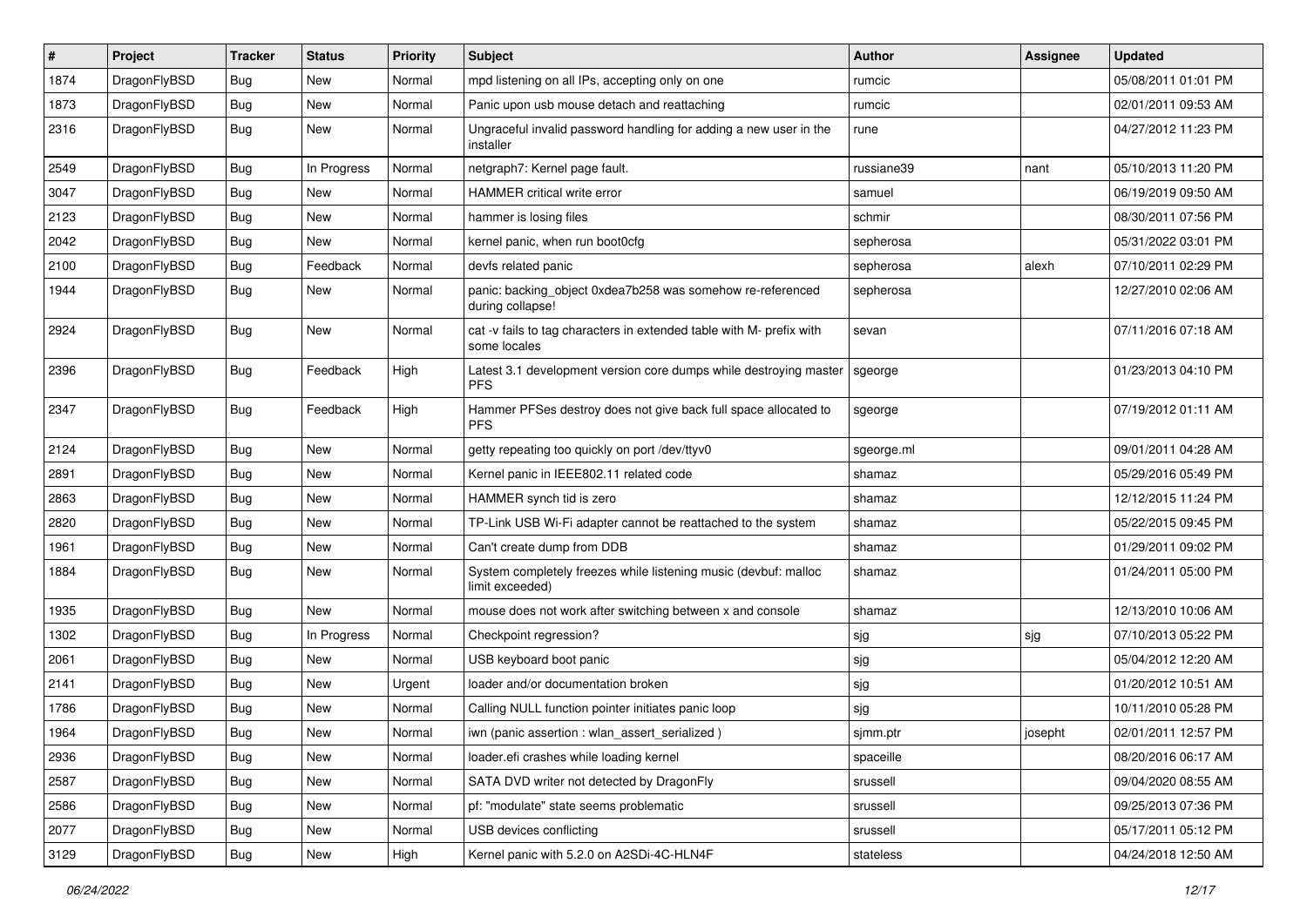| # | Project | Tracker | Status | Priority | Subject | Author | Assignee | Updated |
|---|---|---|---|---|---|---|---|---|
| 1874 | DragonFlyBSD | Bug | New | Normal | mpd listening on all IPs, accepting only on one | rumcic | | 05/08/2011 01:01 PM |
| 1873 | DragonFlyBSD | Bug | New | Normal | Panic upon usb mouse detach and reattaching | rumcic | | 02/01/2011 09:53 AM |
| 2316 | DragonFlyBSD | Bug | New | Normal | Ungraceful invalid password handling for adding a new user in the installer | rune | | 04/27/2012 11:23 PM |
| 2549 | DragonFlyBSD | Bug | In Progress | Normal | netgraph7: Kernel page fault. | russiane39 | nant | 05/10/2013 11:20 PM |
| 3047 | DragonFlyBSD | Bug | New | Normal | HAMMER critical write error | samuel | | 06/19/2019 09:50 AM |
| 2123 | DragonFlyBSD | Bug | New | Normal | hammer is losing files | schmir | | 08/30/2011 07:56 PM |
| 2042 | DragonFlyBSD | Bug | New | Normal | kernel panic, when run boot0cfg | sepherosa | | 05/31/2022 03:01 PM |
| 2100 | DragonFlyBSD | Bug | Feedback | Normal | devfs related panic | sepherosa | alexh | 07/10/2011 02:29 PM |
| 1944 | DragonFlyBSD | Bug | New | Normal | panic: backing_object 0xdea7b258 was somehow re-referenced during collapse! | sepherosa | | 12/27/2010 02:06 AM |
| 2924 | DragonFlyBSD | Bug | New | Normal | cat -v fails to tag characters in extended table with M- prefix with some locales | sevan | | 07/11/2016 07:18 AM |
| 2396 | DragonFlyBSD | Bug | Feedback | High | Latest 3.1 development version core dumps while destroying master PFS | sgeorge | | 01/23/2013 04:10 PM |
| 2347 | DragonFlyBSD | Bug | Feedback | High | Hammer PFSes destroy does not give back full space allocated to PFS | sgeorge | | 07/19/2012 01:11 AM |
| 2124 | DragonFlyBSD | Bug | New | Normal | getty repeating too quickly on port /dev/ttyv0 | sgeorge.ml | | 09/01/2011 04:28 AM |
| 2891 | DragonFlyBSD | Bug | New | Normal | Kernel panic in IEEE802.11 related code | shamaz | | 05/29/2016 05:49 PM |
| 2863 | DragonFlyBSD | Bug | New | Normal | HAMMER synch tid is zero | shamaz | | 12/12/2015 11:24 PM |
| 2820 | DragonFlyBSD | Bug | New | Normal | TP-Link USB Wi-Fi adapter cannot be reattached to the system | shamaz | | 05/22/2015 09:45 PM |
| 1961 | DragonFlyBSD | Bug | New | Normal | Can't create dump from DDB | shamaz | | 01/29/2011 09:02 PM |
| 1884 | DragonFlyBSD | Bug | New | Normal | System completely freezes while listening music (devbuf: malloc limit exceeded) | shamaz | | 01/24/2011 05:00 PM |
| 1935 | DragonFlyBSD | Bug | New | Normal | mouse does not work after switching between x and console | shamaz | | 12/13/2010 10:06 AM |
| 1302 | DragonFlyBSD | Bug | In Progress | Normal | Checkpoint regression? | sjg | sjg | 07/10/2013 05:22 PM |
| 2061 | DragonFlyBSD | Bug | New | Normal | USB keyboard boot panic | sjg | | 05/04/2012 12:20 AM |
| 2141 | DragonFlyBSD | Bug | New | Urgent | loader and/or documentation broken | sjg | | 01/20/2012 10:51 AM |
| 1786 | DragonFlyBSD | Bug | New | Normal | Calling NULL function pointer initiates panic loop | sjg | | 10/11/2010 05:28 PM |
| 1964 | DragonFlyBSD | Bug | New | Normal | iwn (panic assertion : wlan_assert_serialized ) | sjmm.ptr | josepht | 02/01/2011 12:57 PM |
| 2936 | DragonFlyBSD | Bug | New | Normal | loader.efi crashes while loading kernel | spaceille | | 08/20/2016 06:17 AM |
| 2587 | DragonFlyBSD | Bug | New | Normal | SATA DVD writer not detected by DragonFly | srussell | | 09/04/2020 08:55 AM |
| 2586 | DragonFlyBSD | Bug | New | Normal | pf: "modulate" state seems problematic | srussell | | 09/25/2013 07:36 PM |
| 2077 | DragonFlyBSD | Bug | New | Normal | USB devices conflicting | srussell | | 05/17/2011 05:12 PM |
| 3129 | DragonFlyBSD | Bug | New | High | Kernel panic with 5.2.0 on A2SDi-4C-HLN4F | stateless | | 04/24/2018 12:50 AM |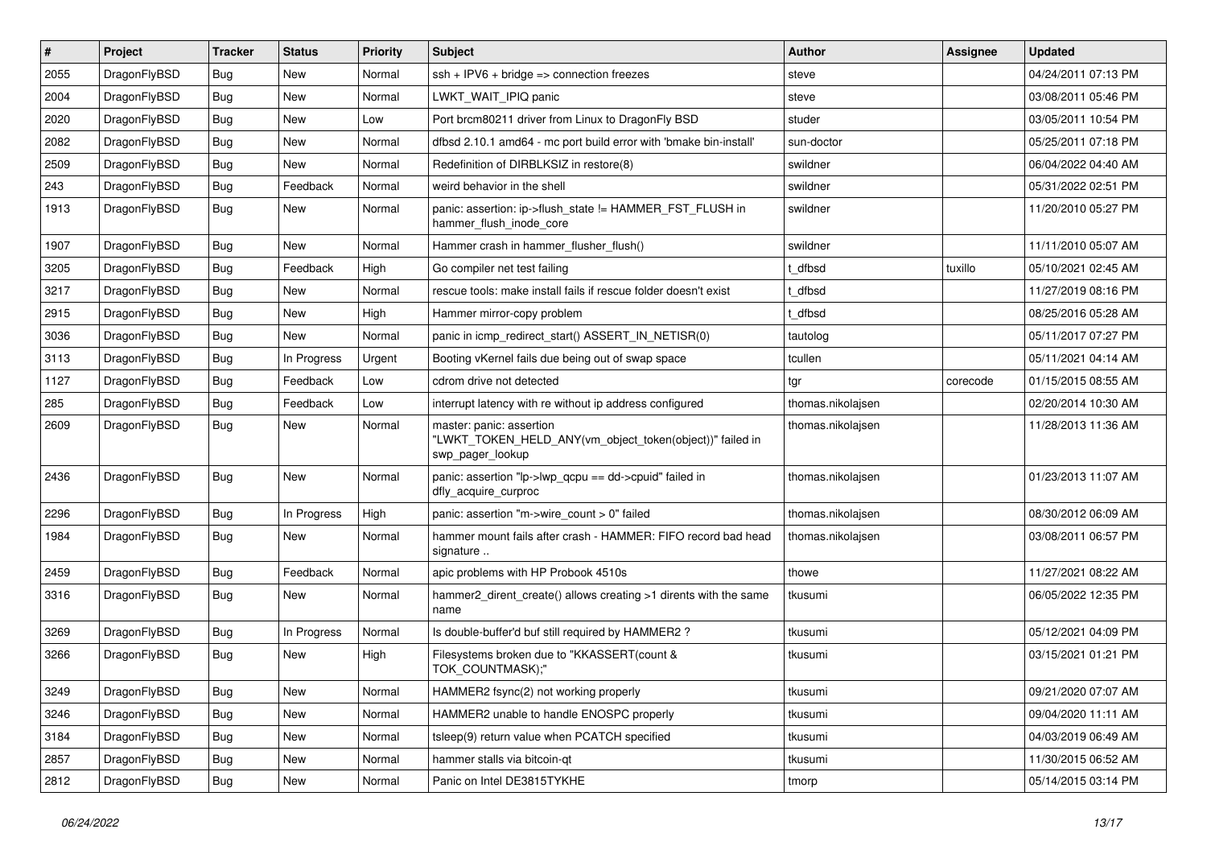| # | Project | Tracker | Status | Priority | Subject | Author | Assignee | Updated |
|---|---|---|---|---|---|---|---|---|
| 2055 | DragonFlyBSD | Bug | New | Normal | ssh + IPV6 + bridge => connection freezes | steve | | 04/24/2011 07:13 PM |
| 2004 | DragonFlyBSD | Bug | New | Normal | LWKT_WAIT_IPIQ panic | steve | | 03/08/2011 05:46 PM |
| 2020 | DragonFlyBSD | Bug | New | Low | Port brcm80211 driver from Linux to DragonFly BSD | studer | | 03/05/2011 10:54 PM |
| 2082 | DragonFlyBSD | Bug | New | Normal | dfbsd 2.10.1 amd64 - mc port build error with 'bmake bin-install' | sun-doctor | | 05/25/2011 07:18 PM |
| 2509 | DragonFlyBSD | Bug | New | Normal | Redefinition of DIRBLKSIZ in restore(8) | swildner | | 06/04/2022 04:40 AM |
| 243 | DragonFlyBSD | Bug | Feedback | Normal | weird behavior in the shell | swildner | | 05/31/2022 02:51 PM |
| 1913 | DragonFlyBSD | Bug | New | Normal | panic: assertion: ip->flush_state != HAMMER_FST_FLUSH in hammer_flush_inode_core | swildner | | 11/20/2010 05:27 PM |
| 1907 | DragonFlyBSD | Bug | New | Normal | Hammer crash in hammer_flusher_flush() | swildner | | 11/11/2010 05:07 AM |
| 3205 | DragonFlyBSD | Bug | Feedback | High | Go compiler net test failing | t_dfbsd | tuxillo | 05/10/2021 02:45 AM |
| 3217 | DragonFlyBSD | Bug | New | Normal | rescue tools: make install fails if rescue folder doesn't exist | t_dfbsd | | 11/27/2019 08:16 PM |
| 2915 | DragonFlyBSD | Bug | New | High | Hammer mirror-copy problem | t_dfbsd | | 08/25/2016 05:28 AM |
| 3036 | DragonFlyBSD | Bug | New | Normal | panic in icmp_redirect_start() ASSERT_IN_NETISR(0) | tautolog | | 05/11/2017 07:27 PM |
| 3113 | DragonFlyBSD | Bug | In Progress | Urgent | Booting vKernel fails due being out of swap space | tcullen | | 05/11/2021 04:14 AM |
| 1127 | DragonFlyBSD | Bug | Feedback | Low | cdrom drive not detected | tgr | corecode | 01/15/2015 08:55 AM |
| 285 | DragonFlyBSD | Bug | Feedback | Low | interrupt latency with re without ip address configured | thomas.nikolajsen | | 02/20/2014 10:30 AM |
| 2609 | DragonFlyBSD | Bug | New | Normal | master: panic: assertion "LWKT_TOKEN_HELD_ANY(vm_object_token(object))" failed in swp_pager_lookup | thomas.nikolajsen | | 11/28/2013 11:36 AM |
| 2436 | DragonFlyBSD | Bug | New | Normal | panic: assertion "lp->lwp_qcpu == dd->cpuid" failed in dfly_acquire_curproc | thomas.nikolajsen | | 01/23/2013 11:07 AM |
| 2296 | DragonFlyBSD | Bug | In Progress | High | panic: assertion "m->wire_count > 0" failed | thomas.nikolajsen | | 08/30/2012 06:09 AM |
| 1984 | DragonFlyBSD | Bug | New | Normal | hammer mount fails after crash - HAMMER: FIFO record bad head signature .. | thomas.nikolajsen | | 03/08/2011 06:57 PM |
| 2459 | DragonFlyBSD | Bug | Feedback | Normal | apic problems with HP Probook 4510s | thowe | | 11/27/2021 08:22 AM |
| 3316 | DragonFlyBSD | Bug | New | Normal | hammer2_dirent_create() allows creating >1 dirents with the same name | tkusumi | | 06/05/2022 12:35 PM |
| 3269 | DragonFlyBSD | Bug | In Progress | Normal | Is double-buffer'd buf still required by HAMMER2 ? | tkusumi | | 05/12/2021 04:09 PM |
| 3266 | DragonFlyBSD | Bug | New | High | Filesystems broken due to "KKASSERT(count & TOK_COUNTMASK);" | tkusumi | | 03/15/2021 01:21 PM |
| 3249 | DragonFlyBSD | Bug | New | Normal | HAMMER2 fsync(2) not working properly | tkusumi | | 09/21/2020 07:07 AM |
| 3246 | DragonFlyBSD | Bug | New | Normal | HAMMER2 unable to handle ENOSPC properly | tkusumi | | 09/04/2020 11:11 AM |
| 3184 | DragonFlyBSD | Bug | New | Normal | tsleep(9) return value when PCATCH specified | tkusumi | | 04/03/2019 06:49 AM |
| 2857 | DragonFlyBSD | Bug | New | Normal | hammer stalls via bitcoin-qt | tkusumi | | 11/30/2015 06:52 AM |
| 2812 | DragonFlyBSD | Bug | New | Normal | Panic on Intel DE3815TYKHE | tmorp | | 05/14/2015 03:14 PM |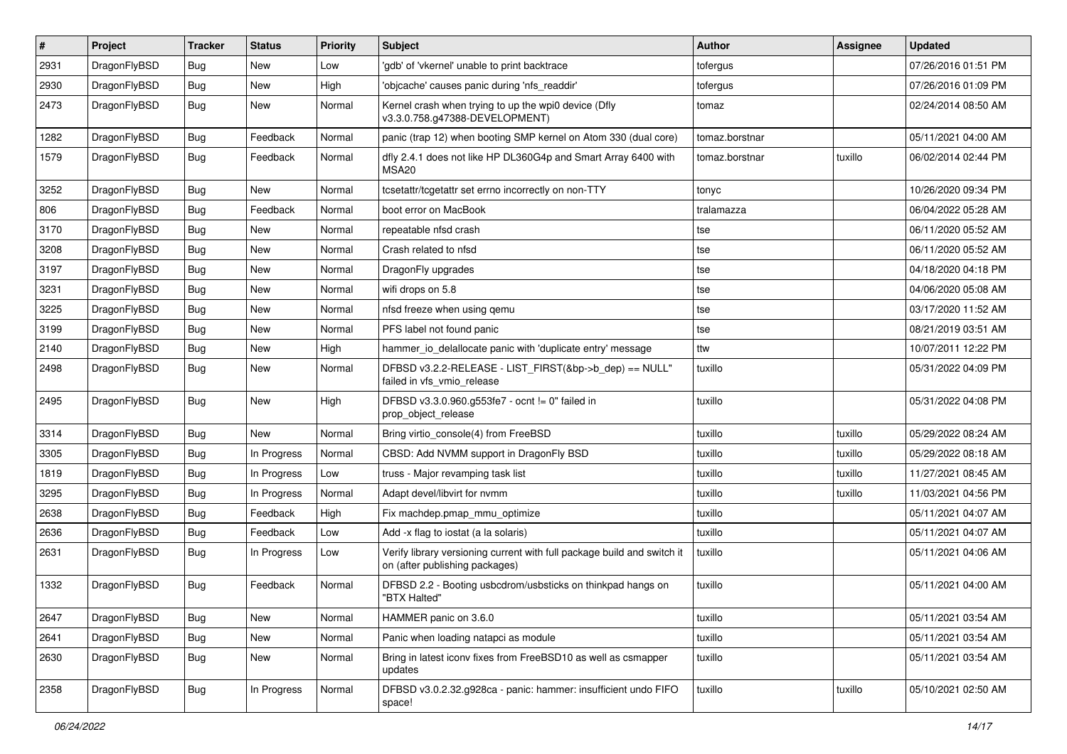| # | Project | Tracker | Status | Priority | Subject | Author | Assignee | Updated |
| --- | --- | --- | --- | --- | --- | --- | --- | --- |
| 2931 | DragonFlyBSD | Bug | New | Low | 'gdb' of 'vkernel' unable to print backtrace | tofergus | | 07/26/2016 01:51 PM |
| 2930 | DragonFlyBSD | Bug | New | High | 'objcache' causes panic during 'nfs_readdir' | tofergus | | 07/26/2016 01:09 PM |
| 2473 | DragonFlyBSD | Bug | New | Normal | Kernel crash when trying to up the wpi0 device (Dfly v3.3.0.758.g47388-DEVELOPMENT) | tomaz | | 02/24/2014 08:50 AM |
| 1282 | DragonFlyBSD | Bug | Feedback | Normal | panic (trap 12) when booting SMP kernel on Atom 330 (dual core) | tomaz.borstnar | | 05/11/2021 04:00 AM |
| 1579 | DragonFlyBSD | Bug | Feedback | Normal | dfly 2.4.1 does not like HP DL360G4p and Smart Array 6400 with MSA20 | tomaz.borstnar | tuxillo | 06/02/2014 02:44 PM |
| 3252 | DragonFlyBSD | Bug | New | Normal | tcsetattr/tcgetattr set errno incorrectly on non-TTY | tonyc | | 10/26/2020 09:34 PM |
| 806 | DragonFlyBSD | Bug | Feedback | Normal | boot error on MacBook | tralamazza | | 06/04/2022 05:28 AM |
| 3170 | DragonFlyBSD | Bug | New | Normal | repeatable nfsd crash | tse | | 06/11/2020 05:52 AM |
| 3208 | DragonFlyBSD | Bug | New | Normal | Crash related to nfsd | tse | | 06/11/2020 05:52 AM |
| 3197 | DragonFlyBSD | Bug | New | Normal | DragonFly upgrades | tse | | 04/18/2020 04:18 PM |
| 3231 | DragonFlyBSD | Bug | New | Normal | wifi drops on 5.8 | tse | | 04/06/2020 05:08 AM |
| 3225 | DragonFlyBSD | Bug | New | Normal | nfsd freeze when using qemu | tse | | 03/17/2020 11:52 AM |
| 3199 | DragonFlyBSD | Bug | New | Normal | PFS label not found panic | tse | | 08/21/2019 03:51 AM |
| 2140 | DragonFlyBSD | Bug | New | High | hammer_io_delallocate panic with 'duplicate entry' message | ttw | | 10/07/2011 12:22 PM |
| 2498 | DragonFlyBSD | Bug | New | Normal | DFBSD v3.2.2-RELEASE - LIST_FIRST(&bp->b_dep) == NULL" failed in vfs_vmio_release | tuxillo | | 05/31/2022 04:09 PM |
| 2495 | DragonFlyBSD | Bug | New | High | DFBSD v3.3.0.960.g553fe7 - ocnt != 0" failed in prop_object_release | tuxillo | | 05/31/2022 04:08 PM |
| 3314 | DragonFlyBSD | Bug | New | Normal | Bring virtio_console(4) from FreeBSD | tuxillo | tuxillo | 05/29/2022 08:24 AM |
| 3305 | DragonFlyBSD | Bug | In Progress | Normal | CBSD: Add NVMM support in DragonFly BSD | tuxillo | tuxillo | 05/29/2022 08:18 AM |
| 1819 | DragonFlyBSD | Bug | In Progress | Low | truss - Major revamping task list | tuxillo | tuxillo | 11/27/2021 08:45 AM |
| 3295 | DragonFlyBSD | Bug | In Progress | Normal | Adapt devel/libvirt for nvmm | tuxillo | tuxillo | 11/03/2021 04:56 PM |
| 2638 | DragonFlyBSD | Bug | Feedback | High | Fix machdep.pmap_mmu_optimize | tuxillo | | 05/11/2021 04:07 AM |
| 2636 | DragonFlyBSD | Bug | Feedback | Low | Add -x flag to iostat (a la solaris) | tuxillo | | 05/11/2021 04:07 AM |
| 2631 | DragonFlyBSD | Bug | In Progress | Low | Verify library versioning current with full package build and switch it on (after publishing packages) | tuxillo | | 05/11/2021 04:06 AM |
| 1332 | DragonFlyBSD | Bug | Feedback | Normal | DFBSD 2.2 - Booting usbcdrom/usbsticks on thinkpad hangs on "BTX Halted" | tuxillo | | 05/11/2021 04:00 AM |
| 2647 | DragonFlyBSD | Bug | New | Normal | HAMMER panic on 3.6.0 | tuxillo | | 05/11/2021 03:54 AM |
| 2641 | DragonFlyBSD | Bug | New | Normal | Panic when loading natapci as module | tuxillo | | 05/11/2021 03:54 AM |
| 2630 | DragonFlyBSD | Bug | New | Normal | Bring in latest iconv fixes from FreeBSD10 as well as csmapper updates | tuxillo | | 05/11/2021 03:54 AM |
| 2358 | DragonFlyBSD | Bug | In Progress | Normal | DFBSD v3.0.2.32.g928ca - panic: hammer: insufficient undo FIFO space! | tuxillo | tuxillo | 05/10/2021 02:50 AM |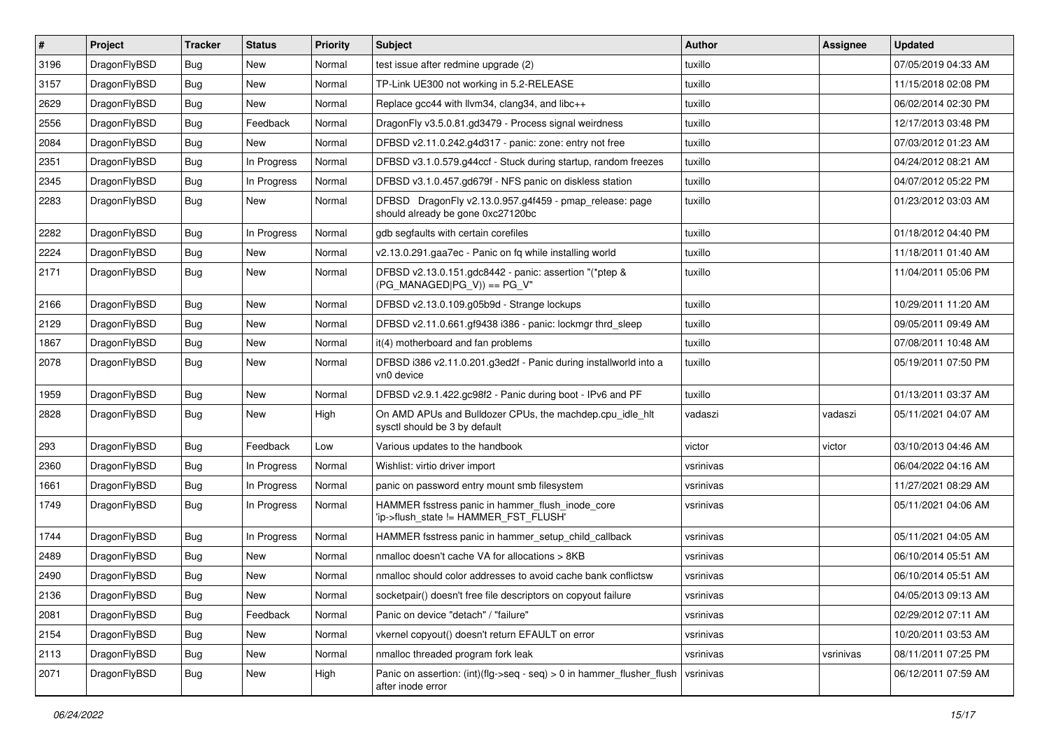| # | Project | Tracker | Status | Priority | Subject | Author | Assignee | Updated |
|---|---|---|---|---|---|---|---|---|
| 3196 | DragonFlyBSD | Bug | New | Normal | test issue after redmine upgrade (2) | tuxillo | | 07/05/2019 04:33 AM |
| 3157 | DragonFlyBSD | Bug | New | Normal | TP-Link UE300 not working in 5.2-RELEASE | tuxillo | | 11/15/2018 02:08 PM |
| 2629 | DragonFlyBSD | Bug | New | Normal | Replace gcc44 with llvm34, clang34, and libc++ | tuxillo | | 06/02/2014 02:30 PM |
| 2556 | DragonFlyBSD | Bug | Feedback | Normal | DragonFly v3.5.0.81.gd3479 - Process signal weirdness | tuxillo | | 12/17/2013 03:48 PM |
| 2084 | DragonFlyBSD | Bug | New | Normal | DFBSD v2.11.0.242.g4d317 - panic: zone: entry not free | tuxillo | | 07/03/2012 01:23 AM |
| 2351 | DragonFlyBSD | Bug | In Progress | Normal | DFBSD v3.1.0.579.g44ccf - Stuck during startup, random freezes | tuxillo | | 04/24/2012 08:21 AM |
| 2345 | DragonFlyBSD | Bug | In Progress | Normal | DFBSD v3.1.0.457.gd679f - NFS panic on diskless station | tuxillo | | 04/07/2012 05:22 PM |
| 2283 | DragonFlyBSD | Bug | New | Normal | DFBSD DragonFly v2.13.0.957.g4f459 - pmap_release: page should already be gone 0xc27120bc | tuxillo | | 01/23/2012 03:03 AM |
| 2282 | DragonFlyBSD | Bug | In Progress | Normal | gdb segfaults with certain corefiles | tuxillo | | 01/18/2012 04:40 PM |
| 2224 | DragonFlyBSD | Bug | New | Normal | v2.13.0.291.gaa7ec - Panic on fq while installing world | tuxillo | | 11/18/2011 01:40 AM |
| 2171 | DragonFlyBSD | Bug | New | Normal | DFBSD v2.13.0.151.gdc8442 - panic: assertion "(*ptep & (PG_MANAGED\|PG_V)) == PG_V" | tuxillo | | 11/04/2011 05:06 PM |
| 2166 | DragonFlyBSD | Bug | New | Normal | DFBSD v2.13.0.109.g05b9d - Strange lockups | tuxillo | | 10/29/2011 11:20 AM |
| 2129 | DragonFlyBSD | Bug | New | Normal | DFBSD v2.11.0.661.gf9438 i386 - panic: lockmgr thrd_sleep | tuxillo | | 09/05/2011 09:49 AM |
| 1867 | DragonFlyBSD | Bug | New | Normal | it(4) motherboard and fan problems | tuxillo | | 07/08/2011 10:48 AM |
| 2078 | DragonFlyBSD | Bug | New | Normal | DFBSD i386 v2.11.0.201.g3ed2f - Panic during installworld into a vn0 device | tuxillo | | 05/19/2011 07:50 PM |
| 1959 | DragonFlyBSD | Bug | New | Normal | DFBSD v2.9.1.422.gc98f2 - Panic during boot - IPv6 and PF | tuxillo | | 01/13/2011 03:37 AM |
| 2828 | DragonFlyBSD | Bug | New | High | On AMD APUs and Bulldozer CPUs, the machdep.cpu_idle_hlt sysctl should be 3 by default | vadaszi | vadaszi | 05/11/2021 04:07 AM |
| 293 | DragonFlyBSD | Bug | Feedback | Low | Various updates to the handbook | victor | victor | 03/10/2013 04:46 AM |
| 2360 | DragonFlyBSD | Bug | In Progress | Normal | Wishlist: virtio driver import | vsrinivas | | 06/04/2022 04:16 AM |
| 1661 | DragonFlyBSD | Bug | In Progress | Normal | panic on password entry mount smb filesystem | vsrinivas | | 11/27/2021 08:29 AM |
| 1749 | DragonFlyBSD | Bug | In Progress | Normal | HAMMER fsstress panic in hammer_flush_inode_core 'ip->flush_state != HAMMER_FST_FLUSH' | vsrinivas | | 05/11/2021 04:06 AM |
| 1744 | DragonFlyBSD | Bug | In Progress | Normal | HAMMER fsstress panic in hammer_setup_child_callback | vsrinivas | | 05/11/2021 04:05 AM |
| 2489 | DragonFlyBSD | Bug | New | Normal | nmalloc doesn't cache VA for allocations > 8KB | vsrinivas | | 06/10/2014 05:51 AM |
| 2490 | DragonFlyBSD | Bug | New | Normal | nmalloc should color addresses to avoid cache bank conflictsw | vsrinivas | | 06/10/2014 05:51 AM |
| 2136 | DragonFlyBSD | Bug | New | Normal | socketpair() doesn't free file descriptors on copyout failure | vsrinivas | | 04/05/2013 09:13 AM |
| 2081 | DragonFlyBSD | Bug | Feedback | Normal | Panic on device "detach" / "failure" | vsrinivas | | 02/29/2012 07:11 AM |
| 2154 | DragonFlyBSD | Bug | New | Normal | vkernel copyout() doesn't return EFAULT on error | vsrinivas | | 10/20/2011 03:53 AM |
| 2113 | DragonFlyBSD | Bug | New | Normal | nmalloc threaded program fork leak | vsrinivas | vsrinivas | 08/11/2011 07:25 PM |
| 2071 | DragonFlyBSD | Bug | New | High | Panic on assertion: (int)(flg->seq - seq) > 0 in hammer_flusher_flush after inode error | vsrinivas | | 06/12/2011 07:59 AM |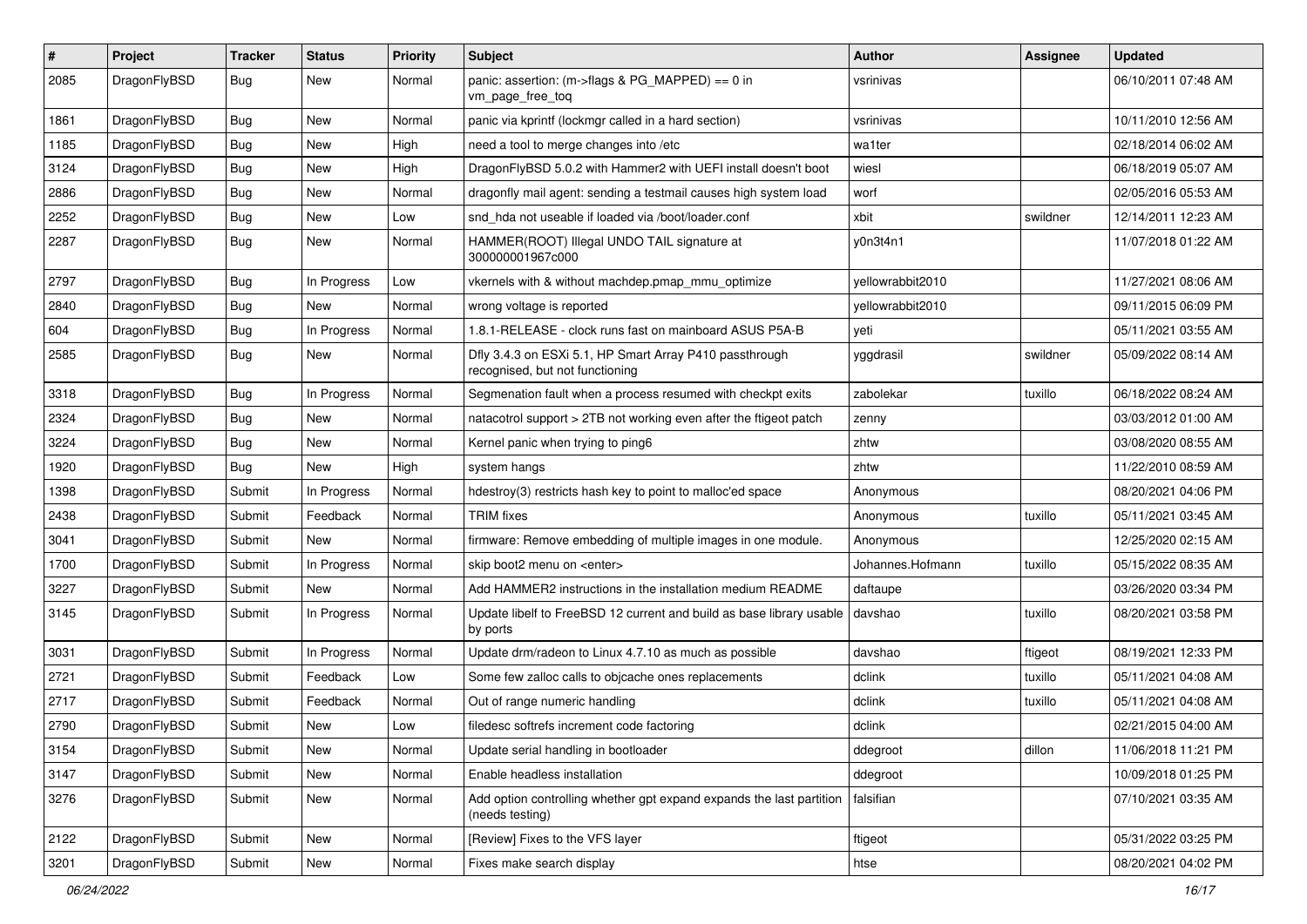| # | Project | Tracker | Status | Priority | Subject | Author | Assignee | Updated |
|---|---|---|---|---|---|---|---|---|
| 2085 | DragonFlyBSD | Bug | New | Normal | panic: assertion: (m->flags & PG_MAPPED) == 0 in vm_page_free_toq | vsrinivas | | 06/10/2011 07:48 AM |
| 1861 | DragonFlyBSD | Bug | New | Normal | panic via kprintf (lockmgr called in a hard section) | vsrinivas | | 10/11/2010 12:56 AM |
| 1185 | DragonFlyBSD | Bug | New | High | need a tool to merge changes into /etc | wa1ter | | 02/18/2014 06:02 AM |
| 3124 | DragonFlyBSD | Bug | New | High | DragonFlyBSD 5.0.2 with Hammer2 with UEFI install doesn't boot | wiesl | | 06/18/2019 05:07 AM |
| 2886 | DragonFlyBSD | Bug | New | Normal | dragonfly mail agent: sending a testmail causes high system load | worf | | 02/05/2016 05:53 AM |
| 2252 | DragonFlyBSD | Bug | New | Low | snd_hda not useable if loaded via /boot/loader.conf | xbit | swildner | 12/14/2011 12:23 AM |
| 2287 | DragonFlyBSD | Bug | New | Normal | HAMMER(ROOT) Illegal UNDO TAIL signature at 300000001967c000 | y0n3t4n1 | | 11/07/2018 01:22 AM |
| 2797 | DragonFlyBSD | Bug | In Progress | Low | vkernels with & without machdep.pmap_mmu_optimize | yellowrabbit2010 | | 11/27/2021 08:06 AM |
| 2840 | DragonFlyBSD | Bug | New | Normal | wrong voltage is reported | yellowrabbit2010 | | 09/11/2015 06:09 PM |
| 604 | DragonFlyBSD | Bug | In Progress | Normal | 1.8.1-RELEASE - clock runs fast on mainboard ASUS P5A-B | yeti | | 05/11/2021 03:55 AM |
| 2585 | DragonFlyBSD | Bug | New | Normal | Dfly 3.4.3 on ESXi 5.1, HP Smart Array P410 passthrough recognised, but not functioning | yggdrasil | swildner | 05/09/2022 08:14 AM |
| 3318 | DragonFlyBSD | Bug | In Progress | Normal | Segmenation fault when a process resumed with checkpt exits | zabolekar | tuxillo | 06/18/2022 08:24 AM |
| 2324 | DragonFlyBSD | Bug | New | Normal | natacotrol support > 2TB not working even after the ftigeot patch | zenny | | 03/03/2012 01:00 AM |
| 3224 | DragonFlyBSD | Bug | New | Normal | Kernel panic when trying to ping6 | zhtw | | 03/08/2020 08:55 AM |
| 1920 | DragonFlyBSD | Bug | New | High | system hangs | zhtw | | 11/22/2010 08:59 AM |
| 1398 | DragonFlyBSD | Submit | In Progress | Normal | hdestroy(3) restricts hash key to point to malloc'ed space | Anonymous | | 08/20/2021 04:06 PM |
| 2438 | DragonFlyBSD | Submit | Feedback | Normal | TRIM fixes | Anonymous | tuxillo | 05/11/2021 03:45 AM |
| 3041 | DragonFlyBSD | Submit | New | Normal | firmware: Remove embedding of multiple images in one module. | Anonymous | | 12/25/2020 02:15 AM |
| 1700 | DragonFlyBSD | Submit | In Progress | Normal | skip boot2 menu on <enter> | Johannes.Hofmann | tuxillo | 05/15/2022 08:35 AM |
| 3227 | DragonFlyBSD | Submit | New | Normal | Add HAMMER2 instructions in the installation medium README | daftaupe | | 03/26/2020 03:34 PM |
| 3145 | DragonFlyBSD | Submit | In Progress | Normal | Update libelf to FreeBSD 12 current and build as base library usable by ports | davshao | tuxillo | 08/20/2021 03:58 PM |
| 3031 | DragonFlyBSD | Submit | In Progress | Normal | Update drm/radeon to Linux 4.7.10 as much as possible | davshao | ftigeot | 08/19/2021 12:33 PM |
| 2721 | DragonFlyBSD | Submit | Feedback | Low | Some few zalloc calls to objcache ones replacements | dclink | tuxillo | 05/11/2021 04:08 AM |
| 2717 | DragonFlyBSD | Submit | Feedback | Normal | Out of range numeric handling | dclink | tuxillo | 05/11/2021 04:08 AM |
| 2790 | DragonFlyBSD | Submit | New | Low | filedesc softrefs increment code factoring | dclink | | 02/21/2015 04:00 AM |
| 3154 | DragonFlyBSD | Submit | New | Normal | Update serial handling in bootloader | ddegroot | dillon | 11/06/2018 11:21 PM |
| 3147 | DragonFlyBSD | Submit | New | Normal | Enable headless installation | ddegroot | | 10/09/2018 01:25 PM |
| 3276 | DragonFlyBSD | Submit | New | Normal | Add option controlling whether gpt expand expands the last partition (needs testing) | falsifian | | 07/10/2021 03:35 AM |
| 2122 | DragonFlyBSD | Submit | New | Normal | [Review] Fixes to the VFS layer | ftigeot | | 05/31/2022 03:25 PM |
| 3201 | DragonFlyBSD | Submit | New | Normal | Fixes make search display | htse | | 08/20/2021 04:02 PM |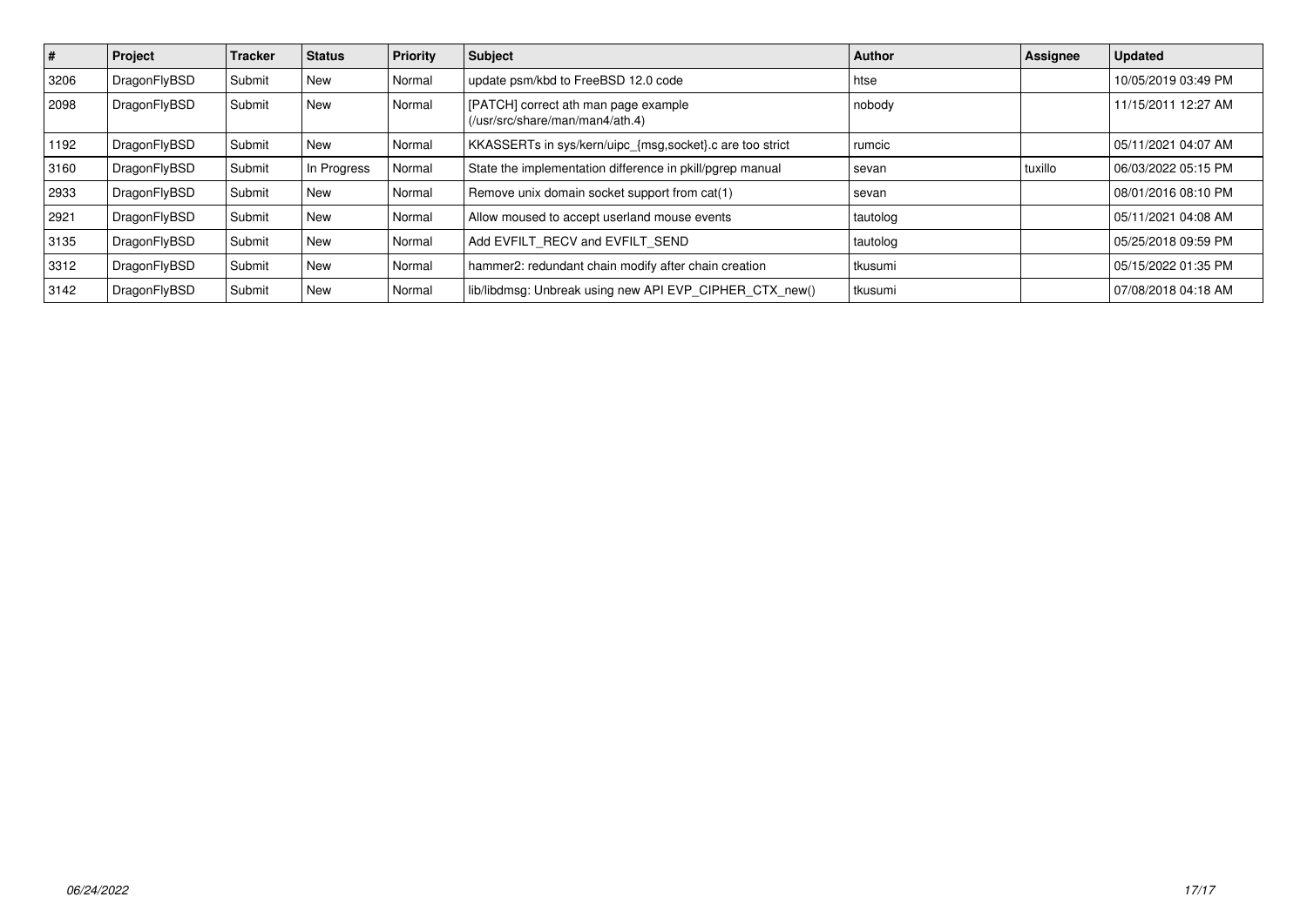| # | Project | Tracker | Status | Priority | Subject | Author | Assignee | Updated |
|---|---|---|---|---|---|---|---|---|
| 3206 | DragonFlyBSD | Submit | New | Normal | update psm/kbd to FreeBSD 12.0 code | htse | | 10/05/2019 03:49 PM |
| 2098 | DragonFlyBSD | Submit | New | Normal | [PATCH] correct ath man page example (/usr/src/share/man/man4/ath.4) | nobody | | 11/15/2011 12:27 AM |
| 1192 | DragonFlyBSD | Submit | New | Normal | KKASSERTs in sys/kern/uipc_{msg,socket}.c are too strict | rumcic | | 05/11/2021 04:07 AM |
| 3160 | DragonFlyBSD | Submit | In Progress | Normal | State the implementation difference in pkill/pgrep manual | sevan | tuxillo | 06/03/2022 05:15 PM |
| 2933 | DragonFlyBSD | Submit | New | Normal | Remove unix domain socket support from cat(1) | sevan | | 08/01/2016 08:10 PM |
| 2921 | DragonFlyBSD | Submit | New | Normal | Allow moused to accept userland mouse events | tautolog | | 05/11/2021 04:08 AM |
| 3135 | DragonFlyBSD | Submit | New | Normal | Add EVFILT_RECV and EVFILT_SEND | tautolog | | 05/25/2018 09:59 PM |
| 3312 | DragonFlyBSD | Submit | New | Normal | hammer2: redundant chain modify after chain creation | tkusumi | | 05/15/2022 01:35 PM |
| 3142 | DragonFlyBSD | Submit | New | Normal | lib/libdmsg: Unbreak using new API EVP_CIPHER_CTX_new() | tkusumi | | 07/08/2018 04:18 AM |